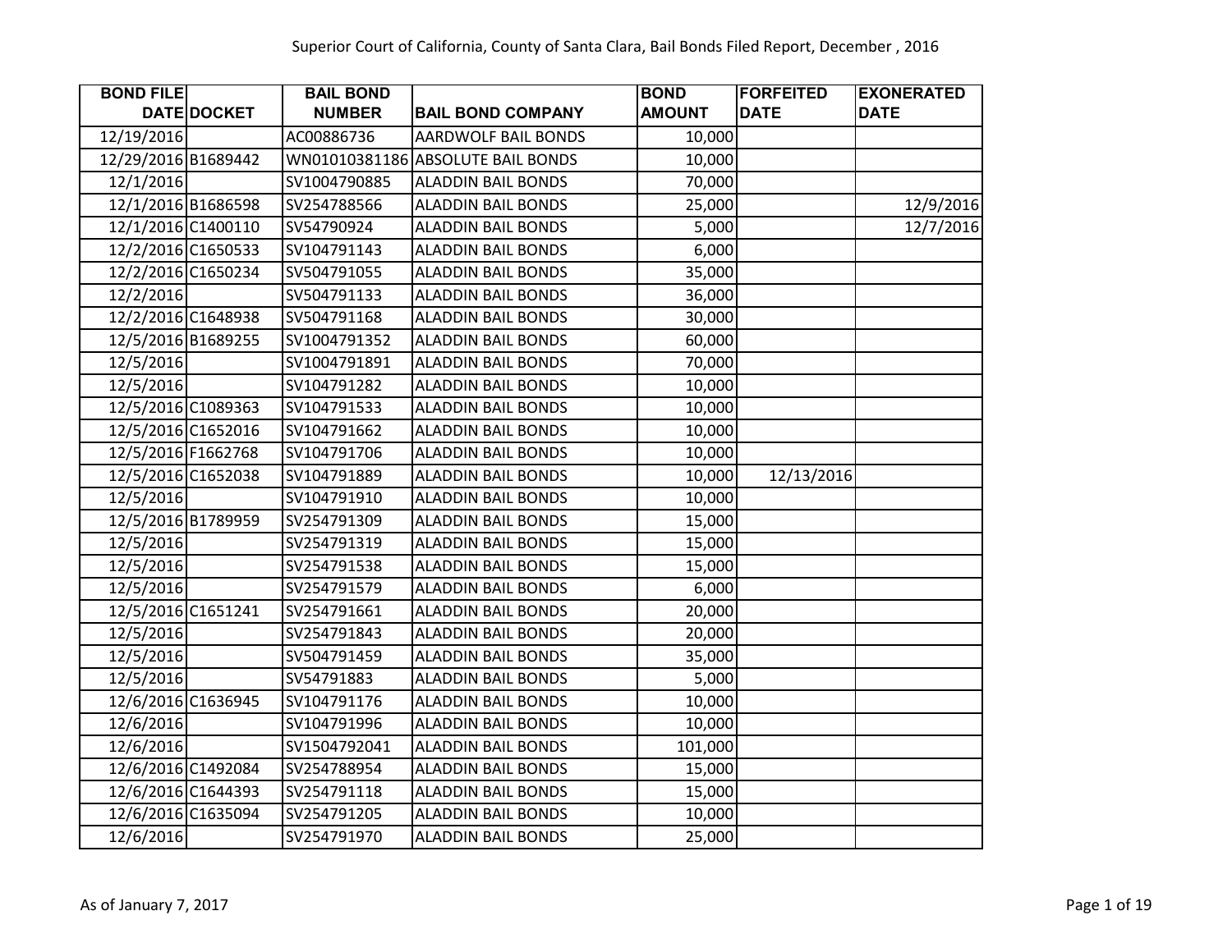# Superior Court of California, County of Santa Clara, Bail Bonds Filed Report, December , 2016

| BOND FILE DATE | DOCKET | BAIL BOND NUMBER | BAIL BOND COMPANY | BOND AMOUNT | FORFEITED DATE | EXONERATED DATE |
|---|---|---|---|---|---|---|
| 12/19/2016 | | AC00886736 | AARDWOLF BAIL BONDS | 10,000 | | |
| 12/29/2016 | B1689442 | WN01010381186 | ABSOLUTE BAIL BONDS | 10,000 | | |
| 12/1/2016 | | SV1004790885 | ALADDIN BAIL BONDS | 70,000 | | |
| 12/1/2016 | B1686598 | SV254788566 | ALADDIN BAIL BONDS | 25,000 | | 12/9/2016 |
| 12/1/2016 | C1400110 | SV54790924 | ALADDIN BAIL BONDS | 5,000 | | 12/7/2016 |
| 12/2/2016 | C1650533 | SV104791143 | ALADDIN BAIL BONDS | 6,000 | | |
| 12/2/2016 | C1650234 | SV504791055 | ALADDIN BAIL BONDS | 35,000 | | |
| 12/2/2016 | | SV504791133 | ALADDIN BAIL BONDS | 36,000 | | |
| 12/2/2016 | C1648938 | SV504791168 | ALADDIN BAIL BONDS | 30,000 | | |
| 12/5/2016 | B1689255 | SV1004791352 | ALADDIN BAIL BONDS | 60,000 | | |
| 12/5/2016 | | SV1004791891 | ALADDIN BAIL BONDS | 70,000 | | |
| 12/5/2016 | | SV104791282 | ALADDIN BAIL BONDS | 10,000 | | |
| 12/5/2016 | C1089363 | SV104791533 | ALADDIN BAIL BONDS | 10,000 | | |
| 12/5/2016 | C1652016 | SV104791662 | ALADDIN BAIL BONDS | 10,000 | | |
| 12/5/2016 | F1662768 | SV104791706 | ALADDIN BAIL BONDS | 10,000 | | |
| 12/5/2016 | C1652038 | SV104791889 | ALADDIN BAIL BONDS | 10,000 | 12/13/2016 | |
| 12/5/2016 | | SV104791910 | ALADDIN BAIL BONDS | 10,000 | | |
| 12/5/2016 | B1789959 | SV254791309 | ALADDIN BAIL BONDS | 15,000 | | |
| 12/5/2016 | | SV254791319 | ALADDIN BAIL BONDS | 15,000 | | |
| 12/5/2016 | | SV254791538 | ALADDIN BAIL BONDS | 15,000 | | |
| 12/5/2016 | | SV254791579 | ALADDIN BAIL BONDS | 6,000 | | |
| 12/5/2016 | C1651241 | SV254791661 | ALADDIN BAIL BONDS | 20,000 | | |
| 12/5/2016 | | SV254791843 | ALADDIN BAIL BONDS | 20,000 | | |
| 12/5/2016 | | SV504791459 | ALADDIN BAIL BONDS | 35,000 | | |
| 12/5/2016 | | SV54791883 | ALADDIN BAIL BONDS | 5,000 | | |
| 12/6/2016 | C1636945 | SV104791176 | ALADDIN BAIL BONDS | 10,000 | | |
| 12/6/2016 | | SV104791996 | ALADDIN BAIL BONDS | 10,000 | | |
| 12/6/2016 | | SV1504792041 | ALADDIN BAIL BONDS | 101,000 | | |
| 12/6/2016 | C1492084 | SV254788954 | ALADDIN BAIL BONDS | 15,000 | | |
| 12/6/2016 | C1644393 | SV254791118 | ALADDIN BAIL BONDS | 15,000 | | |
| 12/6/2016 | C1635094 | SV254791205 | ALADDIN BAIL BONDS | 10,000 | | |
| 12/6/2016 | | SV254791970 | ALADDIN BAIL BONDS | 25,000 | | |

As of January 7, 2017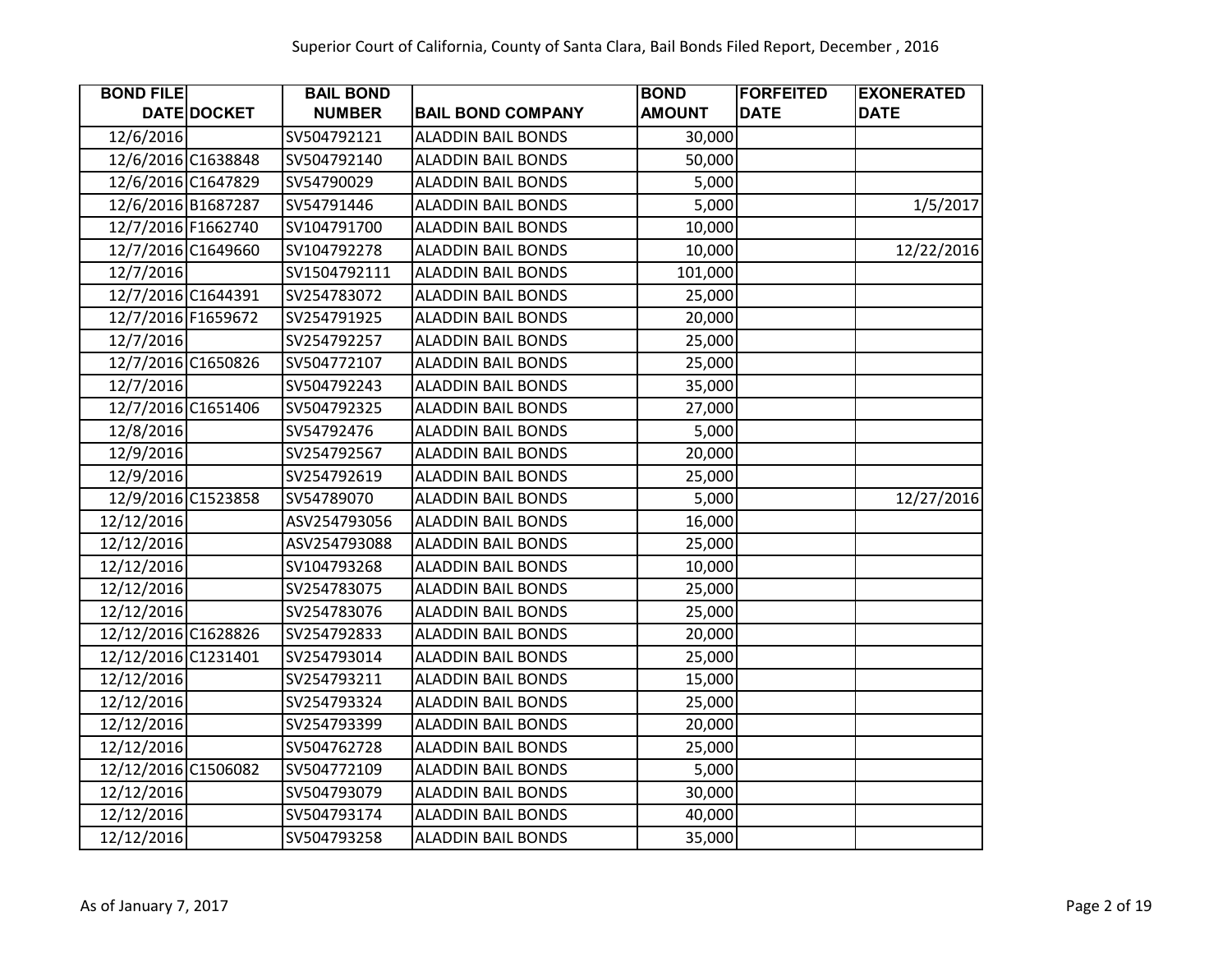# Superior Court of California, County of Santa Clara, Bail Bonds Filed Report, December , 2016

| BOND FILE DATE | DOCKET | BAIL BOND NUMBER | BAIL BOND COMPANY | BOND AMOUNT | FORFEITED DATE | EXONERATED DATE |
|---|---|---|---|---|---|---|
| 12/6/2016 | | SV504792121 | ALADDIN BAIL BONDS | 30,000 | | |
| 12/6/2016 | C1638848 | SV504792140 | ALADDIN BAIL BONDS | 50,000 | | |
| 12/6/2016 | C1647829 | SV54790029 | ALADDIN BAIL BONDS | 5,000 | | |
| 12/6/2016 | B1687287 | SV54791446 | ALADDIN BAIL BONDS | 5,000 | | 1/5/2017 |
| 12/7/2016 | F1662740 | SV104791700 | ALADDIN BAIL BONDS | 10,000 | | |
| 12/7/2016 | C1649660 | SV104792278 | ALADDIN BAIL BONDS | 10,000 | | 12/22/2016 |
| 12/7/2016 | | SV1504792111 | ALADDIN BAIL BONDS | 101,000 | | |
| 12/7/2016 | C1644391 | SV254783072 | ALADDIN BAIL BONDS | 25,000 | | |
| 12/7/2016 | F1659672 | SV254791925 | ALADDIN BAIL BONDS | 20,000 | | |
| 12/7/2016 | | SV254792257 | ALADDIN BAIL BONDS | 25,000 | | |
| 12/7/2016 | C1650826 | SV504772107 | ALADDIN BAIL BONDS | 25,000 | | |
| 12/7/2016 | | SV504792243 | ALADDIN BAIL BONDS | 35,000 | | |
| 12/7/2016 | C1651406 | SV504792325 | ALADDIN BAIL BONDS | 27,000 | | |
| 12/8/2016 | | SV54792476 | ALADDIN BAIL BONDS | 5,000 | | |
| 12/9/2016 | | SV254792567 | ALADDIN BAIL BONDS | 20,000 | | |
| 12/9/2016 | | SV254792619 | ALADDIN BAIL BONDS | 25,000 | | |
| 12/9/2016 | C1523858 | SV54789070 | ALADDIN BAIL BONDS | 5,000 | | 12/27/2016 |
| 12/12/2016 | | ASV254793056 | ALADDIN BAIL BONDS | 16,000 | | |
| 12/12/2016 | | ASV254793088 | ALADDIN BAIL BONDS | 25,000 | | |
| 12/12/2016 | | SV104793268 | ALADDIN BAIL BONDS | 10,000 | | |
| 12/12/2016 | | SV254783075 | ALADDIN BAIL BONDS | 25,000 | | |
| 12/12/2016 | | SV254783076 | ALADDIN BAIL BONDS | 25,000 | | |
| 12/12/2016 | C1628826 | SV254792833 | ALADDIN BAIL BONDS | 20,000 | | |
| 12/12/2016 | C1231401 | SV254793014 | ALADDIN BAIL BONDS | 25,000 | | |
| 12/12/2016 | | SV254793211 | ALADDIN BAIL BONDS | 15,000 | | |
| 12/12/2016 | | SV254793324 | ALADDIN BAIL BONDS | 25,000 | | |
| 12/12/2016 | | SV254793399 | ALADDIN BAIL BONDS | 20,000 | | |
| 12/12/2016 | | SV504762728 | ALADDIN BAIL BONDS | 25,000 | | |
| 12/12/2016 | C1506082 | SV504772109 | ALADDIN BAIL BONDS | 5,000 | | |
| 12/12/2016 | | SV504793079 | ALADDIN BAIL BONDS | 30,000 | | |
| 12/12/2016 | | SV504793174 | ALADDIN BAIL BONDS | 40,000 | | |
| 12/12/2016 | | SV504793258 | ALADDIN BAIL BONDS | 35,000 | | |

As of January 7, 2017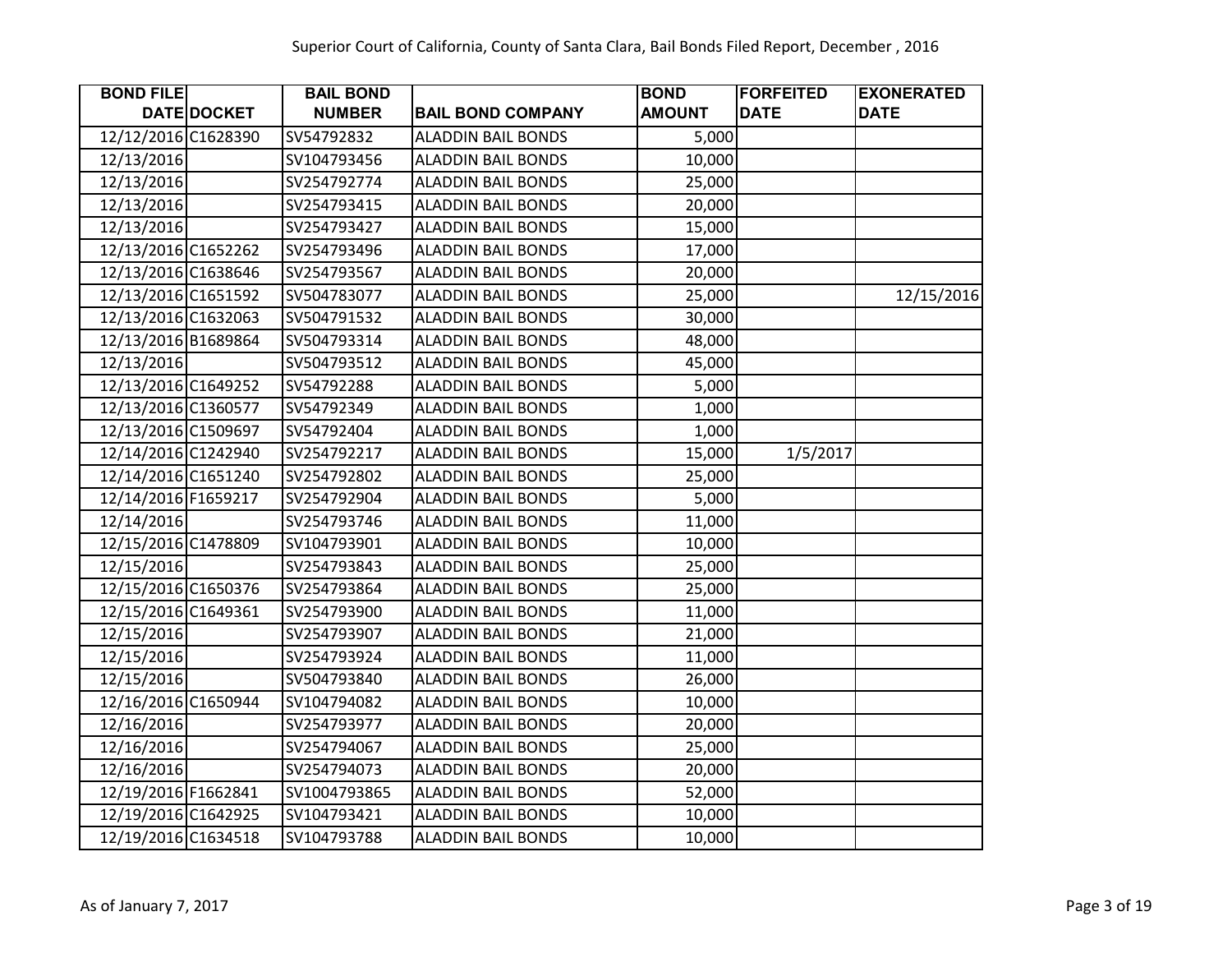# Superior Court of California, County of Santa Clara, Bail Bonds Filed Report, December , 2016

| BOND FILE DATE | DOCKET | BAIL BOND NUMBER | BAIL BOND COMPANY | BOND AMOUNT | FORFEITED DATE | EXONERATED DATE |
|---|---|---|---|---|---|---|
| 12/12/2016 | C1628390 | SV54792832 | ALADDIN BAIL BONDS | 5,000 | | |
| 12/13/2016 | | SV104793456 | ALADDIN BAIL BONDS | 10,000 | | |
| 12/13/2016 | | SV254792774 | ALADDIN BAIL BONDS | 25,000 | | |
| 12/13/2016 | | SV254793415 | ALADDIN BAIL BONDS | 20,000 | | |
| 12/13/2016 | | SV254793427 | ALADDIN BAIL BONDS | 15,000 | | |
| 12/13/2016 | C1652262 | SV254793496 | ALADDIN BAIL BONDS | 17,000 | | |
| 12/13/2016 | C1638646 | SV254793567 | ALADDIN BAIL BONDS | 20,000 | | |
| 12/13/2016 | C1651592 | SV504783077 | ALADDIN BAIL BONDS | 25,000 | | 12/15/2016 |
| 12/13/2016 | C1632063 | SV504791532 | ALADDIN BAIL BONDS | 30,000 | | |
| 12/13/2016 | B1689864 | SV504793314 | ALADDIN BAIL BONDS | 48,000 | | |
| 12/13/2016 | | SV504793512 | ALADDIN BAIL BONDS | 45,000 | | |
| 12/13/2016 | C1649252 | SV54792288 | ALADDIN BAIL BONDS | 5,000 | | |
| 12/13/2016 | C1360577 | SV54792349 | ALADDIN BAIL BONDS | 1,000 | | |
| 12/13/2016 | C1509697 | SV54792404 | ALADDIN BAIL BONDS | 1,000 | | |
| 12/14/2016 | C1242940 | SV254792217 | ALADDIN BAIL BONDS | 15,000 | 1/5/2017 | |
| 12/14/2016 | C1651240 | SV254792802 | ALADDIN BAIL BONDS | 25,000 | | |
| 12/14/2016 | F1659217 | SV254792904 | ALADDIN BAIL BONDS | 5,000 | | |
| 12/14/2016 | | SV254793746 | ALADDIN BAIL BONDS | 11,000 | | |
| 12/15/2016 | C1478809 | SV104793901 | ALADDIN BAIL BONDS | 10,000 | | |
| 12/15/2016 | | SV254793843 | ALADDIN BAIL BONDS | 25,000 | | |
| 12/15/2016 | C1650376 | SV254793864 | ALADDIN BAIL BONDS | 25,000 | | |
| 12/15/2016 | C1649361 | SV254793900 | ALADDIN BAIL BONDS | 11,000 | | |
| 12/15/2016 | | SV254793907 | ALADDIN BAIL BONDS | 21,000 | | |
| 12/15/2016 | | SV254793924 | ALADDIN BAIL BONDS | 11,000 | | |
| 12/15/2016 | | SV504793840 | ALADDIN BAIL BONDS | 26,000 | | |
| 12/16/2016 | C1650944 | SV104794082 | ALADDIN BAIL BONDS | 10,000 | | |
| 12/16/2016 | | SV254793977 | ALADDIN BAIL BONDS | 20,000 | | |
| 12/16/2016 | | SV254794067 | ALADDIN BAIL BONDS | 25,000 | | |
| 12/16/2016 | | SV254794073 | ALADDIN BAIL BONDS | 20,000 | | |
| 12/19/2016 | F1662841 | SV1004793865 | ALADDIN BAIL BONDS | 52,000 | | |
| 12/19/2016 | C1642925 | SV104793421 | ALADDIN BAIL BONDS | 10,000 | | |
| 12/19/2016 | C1634518 | SV104793788 | ALADDIN BAIL BONDS | 10,000 | | |

As of January 7, 2017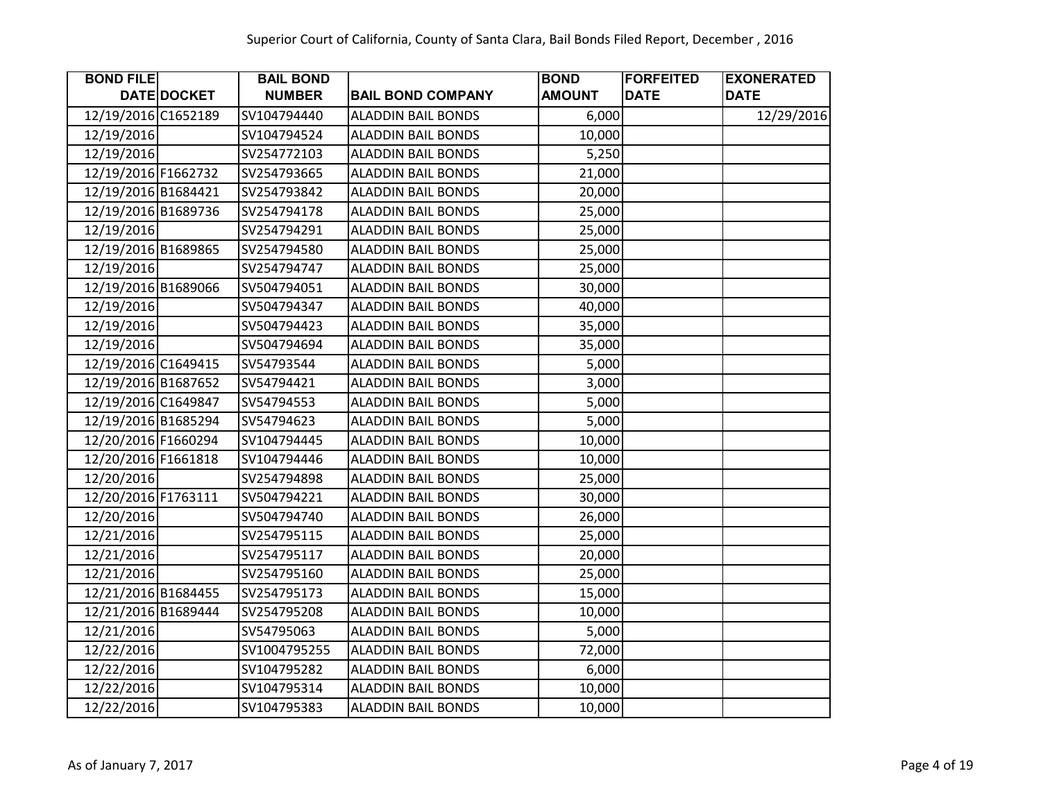| BOND FILE DATE | DOCKET | BAIL BOND NUMBER | BAIL BOND COMPANY | BOND AMOUNT | FORFEITED DATE | EXONERATED DATE |
|---|---|---|---|---|---|---|
| 12/19/2016 | C1652189 | SV104794440 | ALADDIN BAIL BONDS | 6,000 | | 12/29/2016 |
| 12/19/2016 | | SV104794524 | ALADDIN BAIL BONDS | 10,000 | | |
| 12/19/2016 | | SV254772103 | ALADDIN BAIL BONDS | 5,250 | | |
| 12/19/2016 | F1662732 | SV254793665 | ALADDIN BAIL BONDS | 21,000 | | |
| 12/19/2016 | B1684421 | SV254793842 | ALADDIN BAIL BONDS | 20,000 | | |
| 12/19/2016 | B1689736 | SV254794178 | ALADDIN BAIL BONDS | 25,000 | | |
| 12/19/2016 | | SV254794291 | ALADDIN BAIL BONDS | 25,000 | | |
| 12/19/2016 | B1689865 | SV254794580 | ALADDIN BAIL BONDS | 25,000 | | |
| 12/19/2016 | | SV254794747 | ALADDIN BAIL BONDS | 25,000 | | |
| 12/19/2016 | B1689066 | SV504794051 | ALADDIN BAIL BONDS | 30,000 | | |
| 12/19/2016 | | SV504794347 | ALADDIN BAIL BONDS | 40,000 | | |
| 12/19/2016 | | SV504794423 | ALADDIN BAIL BONDS | 35,000 | | |
| 12/19/2016 | | SV504794694 | ALADDIN BAIL BONDS | 35,000 | | |
| 12/19/2016 | C1649415 | SV54793544 | ALADDIN BAIL BONDS | 5,000 | | |
| 12/19/2016 | B1687652 | SV54794421 | ALADDIN BAIL BONDS | 3,000 | | |
| 12/19/2016 | C1649847 | SV54794553 | ALADDIN BAIL BONDS | 5,000 | | |
| 12/19/2016 | B1685294 | SV54794623 | ALADDIN BAIL BONDS | 5,000 | | |
| 12/20/2016 | F1660294 | SV104794445 | ALADDIN BAIL BONDS | 10,000 | | |
| 12/20/2016 | F1661818 | SV104794446 | ALADDIN BAIL BONDS | 10,000 | | |
| 12/20/2016 | | SV254794898 | ALADDIN BAIL BONDS | 25,000 | | |
| 12/20/2016 | F1763111 | SV504794221 | ALADDIN BAIL BONDS | 30,000 | | |
| 12/20/2016 | | SV504794740 | ALADDIN BAIL BONDS | 26,000 | | |
| 12/21/2016 | | SV254795115 | ALADDIN BAIL BONDS | 25,000 | | |
| 12/21/2016 | | SV254795117 | ALADDIN BAIL BONDS | 20,000 | | |
| 12/21/2016 | | SV254795160 | ALADDIN BAIL BONDS | 25,000 | | |
| 12/21/2016 | B1684455 | SV254795173 | ALADDIN BAIL BONDS | 15,000 | | |
| 12/21/2016 | B1689444 | SV254795208 | ALADDIN BAIL BONDS | 10,000 | | |
| 12/21/2016 | | SV54795063 | ALADDIN BAIL BONDS | 5,000 | | |
| 12/22/2016 | | SV1004795255 | ALADDIN BAIL BONDS | 72,000 | | |
| 12/22/2016 | | SV104795282 | ALADDIN BAIL BONDS | 6,000 | | |
| 12/22/2016 | | SV104795314 | ALADDIN BAIL BONDS | 10,000 | | |
| 12/22/2016 | | SV104795383 | ALADDIN BAIL BONDS | 10,000 | | |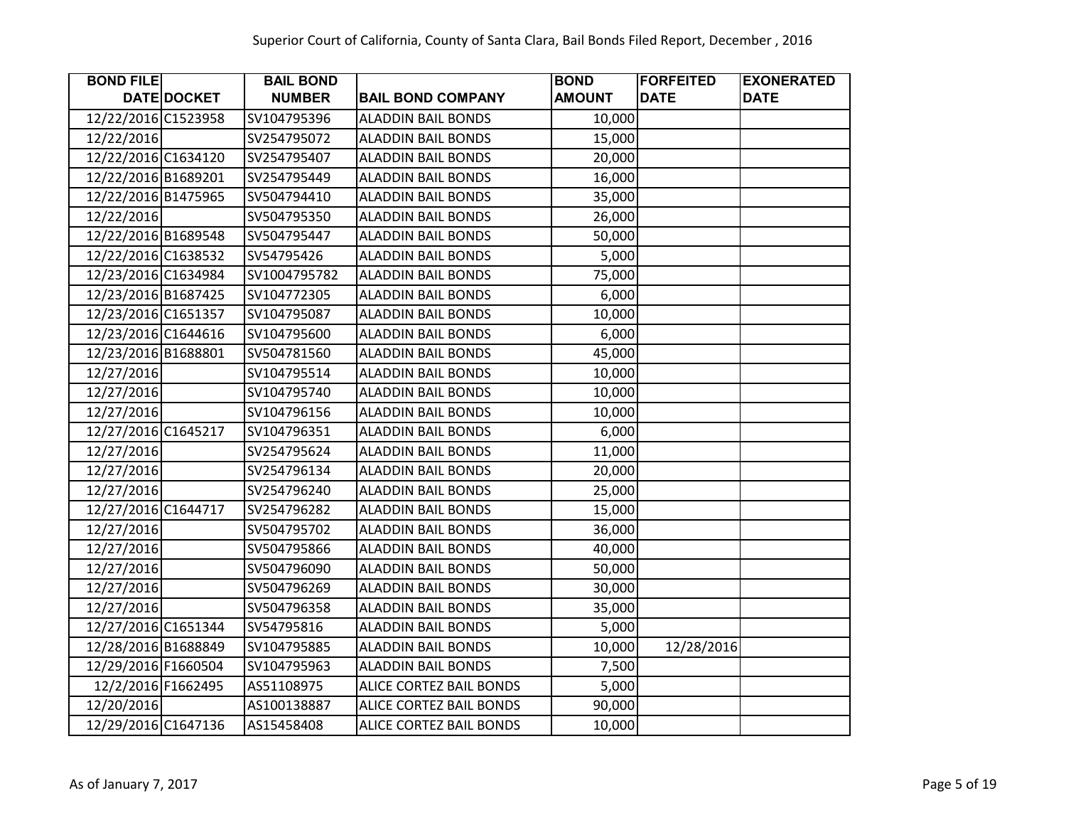Superior Court of California, County of Santa Clara, Bail Bonds Filed Report, December , 2016

| BOND FILE DATE | DOCKET | BAIL BOND NUMBER | BAIL BOND COMPANY | BOND AMOUNT | FORFEITED DATE | EXONERATED DATE |
|---|---|---|---|---|---|---|
| 12/22/2016 | C1523958 | SV104795396 | ALADDIN BAIL BONDS | 10,000 | | |
| 12/22/2016 | | SV254795072 | ALADDIN BAIL BONDS | 15,000 | | |
| 12/22/2016 | C1634120 | SV254795407 | ALADDIN BAIL BONDS | 20,000 | | |
| 12/22/2016 | B1689201 | SV254795449 | ALADDIN BAIL BONDS | 16,000 | | |
| 12/22/2016 | B1475965 | SV504794410 | ALADDIN BAIL BONDS | 35,000 | | |
| 12/22/2016 | | SV504795350 | ALADDIN BAIL BONDS | 26,000 | | |
| 12/22/2016 | B1689548 | SV504795447 | ALADDIN BAIL BONDS | 50,000 | | |
| 12/22/2016 | C1638532 | SV54795426 | ALADDIN BAIL BONDS | 5,000 | | |
| 12/23/2016 | C1634984 | SV1004795782 | ALADDIN BAIL BONDS | 75,000 | | |
| 12/23/2016 | B1687425 | SV104772305 | ALADDIN BAIL BONDS | 6,000 | | |
| 12/23/2016 | C1651357 | SV104795087 | ALADDIN BAIL BONDS | 10,000 | | |
| 12/23/2016 | C1644616 | SV104795600 | ALADDIN BAIL BONDS | 6,000 | | |
| 12/23/2016 | B1688801 | SV504781560 | ALADDIN BAIL BONDS | 45,000 | | |
| 12/27/2016 | | SV104795514 | ALADDIN BAIL BONDS | 10,000 | | |
| 12/27/2016 | | SV104795740 | ALADDIN BAIL BONDS | 10,000 | | |
| 12/27/2016 | | SV104796156 | ALADDIN BAIL BONDS | 10,000 | | |
| 12/27/2016 | C1645217 | SV104796351 | ALADDIN BAIL BONDS | 6,000 | | |
| 12/27/2016 | | SV254795624 | ALADDIN BAIL BONDS | 11,000 | | |
| 12/27/2016 | | SV254796134 | ALADDIN BAIL BONDS | 20,000 | | |
| 12/27/2016 | | SV254796240 | ALADDIN BAIL BONDS | 25,000 | | |
| 12/27/2016 | C1644717 | SV254796282 | ALADDIN BAIL BONDS | 15,000 | | |
| 12/27/2016 | | SV504795702 | ALADDIN BAIL BONDS | 36,000 | | |
| 12/27/2016 | | SV504795866 | ALADDIN BAIL BONDS | 40,000 | | |
| 12/27/2016 | | SV504796090 | ALADDIN BAIL BONDS | 50,000 | | |
| 12/27/2016 | | SV504796269 | ALADDIN BAIL BONDS | 30,000 | | |
| 12/27/2016 | | SV504796358 | ALADDIN BAIL BONDS | 35,000 | | |
| 12/27/2016 | C1651344 | SV54795816 | ALADDIN BAIL BONDS | 5,000 | | |
| 12/28/2016 | B1688849 | SV104795885 | ALADDIN BAIL BONDS | 10,000 | 12/28/2016 | |
| 12/29/2016 | F1660504 | SV104795963 | ALADDIN BAIL BONDS | 7,500 | | |
| 12/2/2016 | F1662495 | AS51108975 | ALICE CORTEZ BAIL BONDS | 5,000 | | |
| 12/20/2016 | | AS100138887 | ALICE CORTEZ BAIL BONDS | 90,000 | | |
| 12/29/2016 | C1647136 | AS15458408 | ALICE CORTEZ BAIL BONDS | 10,000 | | |

As of January 7, 2017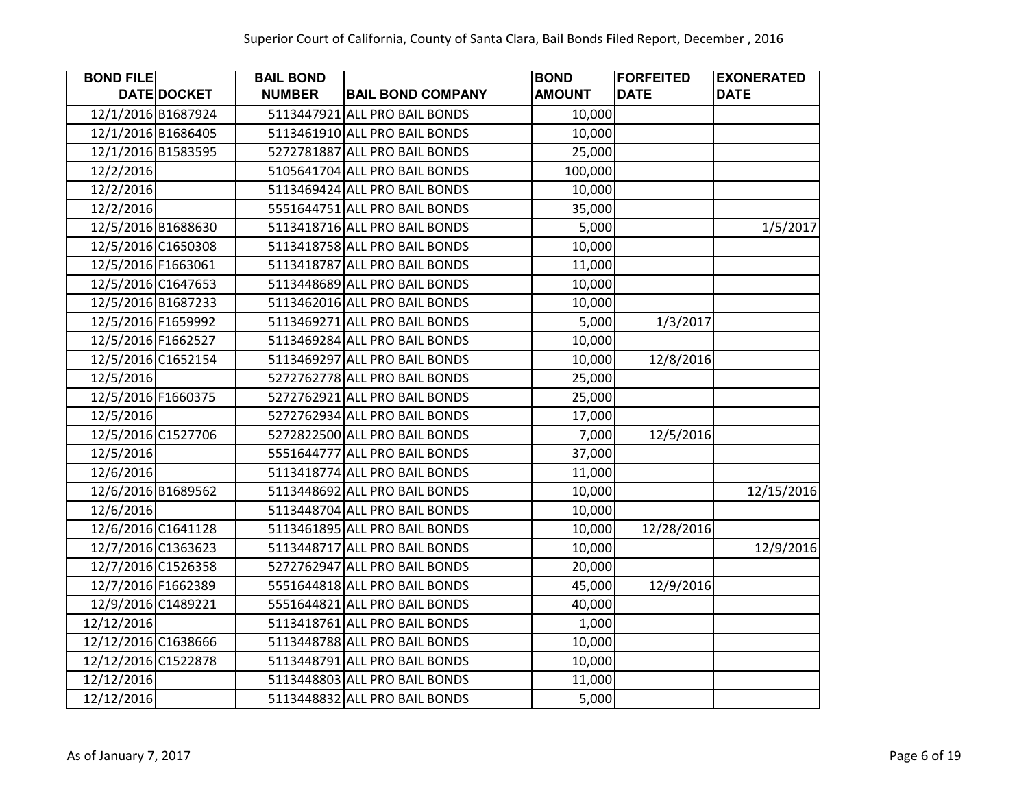Superior Court of California, County of Santa Clara, Bail Bonds Filed Report, December , 2016

| BOND FILE DATE | DOCKET | BAIL BOND NUMBER | BAIL BOND COMPANY | BOND AMOUNT | FORFEITED DATE | EXONERATED DATE |
|---|---|---|---|---|---|---|
| 12/1/2016 | B1687924 | 5113447921 | ALL PRO BAIL BONDS | 10,000 | | |
| 12/1/2016 | B1686405 | 5113461910 | ALL PRO BAIL BONDS | 10,000 | | |
| 12/1/2016 | B1583595 | 5272781887 | ALL PRO BAIL BONDS | 25,000 | | |
| 12/2/2016 | | 5105641704 | ALL PRO BAIL BONDS | 100,000 | | |
| 12/2/2016 | | 5113469424 | ALL PRO BAIL BONDS | 10,000 | | |
| 12/2/2016 | | 5551644751 | ALL PRO BAIL BONDS | 35,000 | | |
| 12/5/2016 | B1688630 | 5113418716 | ALL PRO BAIL BONDS | 5,000 | | 1/5/2017 |
| 12/5/2016 | C1650308 | 5113418758 | ALL PRO BAIL BONDS | 10,000 | | |
| 12/5/2016 | F1663061 | 5113418787 | ALL PRO BAIL BONDS | 11,000 | | |
| 12/5/2016 | C1647653 | 5113448689 | ALL PRO BAIL BONDS | 10,000 | | |
| 12/5/2016 | B1687233 | 5113462016 | ALL PRO BAIL BONDS | 10,000 | | |
| 12/5/2016 | F1659992 | 5113469271 | ALL PRO BAIL BONDS | 5,000 | 1/3/2017 | |
| 12/5/2016 | F1662527 | 5113469284 | ALL PRO BAIL BONDS | 10,000 | | |
| 12/5/2016 | C1652154 | 5113469297 | ALL PRO BAIL BONDS | 10,000 | 12/8/2016 | |
| 12/5/2016 | | 5272762778 | ALL PRO BAIL BONDS | 25,000 | | |
| 12/5/2016 | F1660375 | 5272762921 | ALL PRO BAIL BONDS | 25,000 | | |
| 12/5/2016 | | 5272762934 | ALL PRO BAIL BONDS | 17,000 | | |
| 12/5/2016 | C1527706 | 5272822500 | ALL PRO BAIL BONDS | 7,000 | 12/5/2016 | |
| 12/5/2016 | | 5551644777 | ALL PRO BAIL BONDS | 37,000 | | |
| 12/6/2016 | | 5113418774 | ALL PRO BAIL BONDS | 11,000 | | |
| 12/6/2016 | B1689562 | 5113448692 | ALL PRO BAIL BONDS | 10,000 | | 12/15/2016 |
| 12/6/2016 | | 5113448704 | ALL PRO BAIL BONDS | 10,000 | | |
| 12/6/2016 | C1641128 | 5113461895 | ALL PRO BAIL BONDS | 10,000 | 12/28/2016 | |
| 12/7/2016 | C1363623 | 5113448717 | ALL PRO BAIL BONDS | 10,000 | | 12/9/2016 |
| 12/7/2016 | C1526358 | 5272762947 | ALL PRO BAIL BONDS | 20,000 | | |
| 12/7/2016 | F1662389 | 5551644818 | ALL PRO BAIL BONDS | 45,000 | 12/9/2016 | |
| 12/9/2016 | C1489221 | 5551644821 | ALL PRO BAIL BONDS | 40,000 | | |
| 12/12/2016 | | 5113418761 | ALL PRO BAIL BONDS | 1,000 | | |
| 12/12/2016 | C1638666 | 5113448788 | ALL PRO BAIL BONDS | 10,000 | | |
| 12/12/2016 | C1522878 | 5113448791 | ALL PRO BAIL BONDS | 10,000 | | |
| 12/12/2016 | | 5113448803 | ALL PRO BAIL BONDS | 11,000 | | |
| 12/12/2016 | | 5113448832 | ALL PRO BAIL BONDS | 5,000 | | |

As of January 7, 2017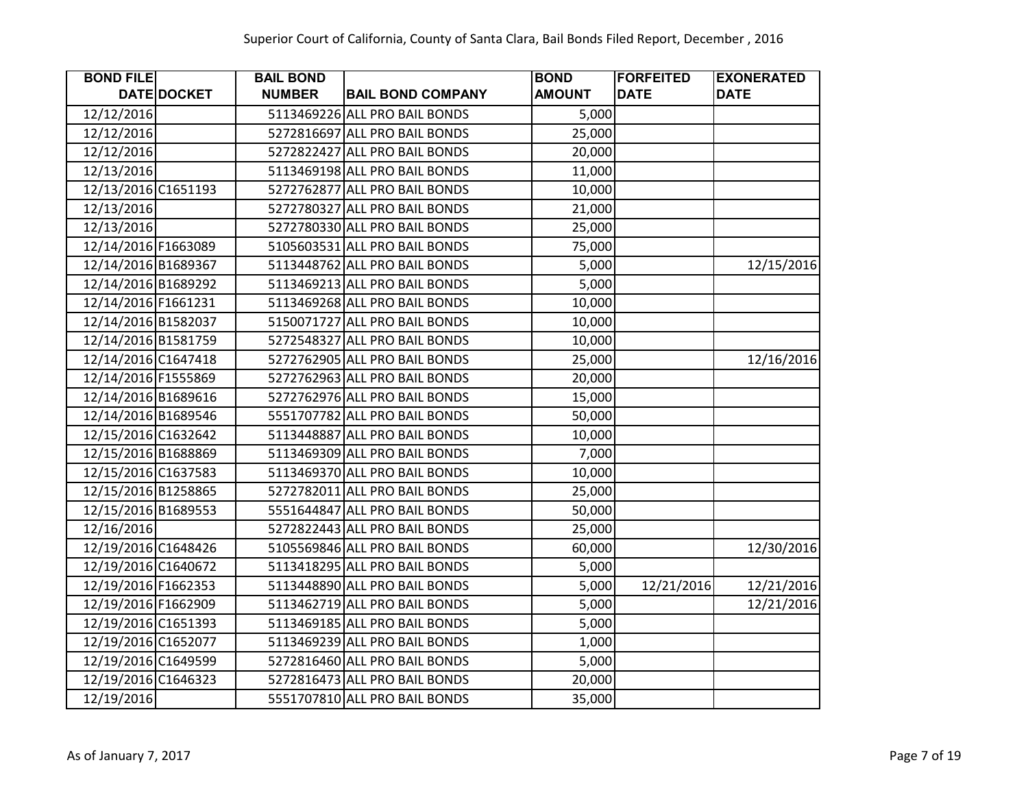Superior Court of California, County of Santa Clara, Bail Bonds Filed Report, December , 2016

| BOND FILE DATE | DOCKET | BAIL BOND NUMBER | BAIL BOND COMPANY | BOND AMOUNT | FORFEITED DATE | EXONERATED DATE |
|---|---|---|---|---|---|---|
| 12/12/2016 | | 5113469226 | ALL PRO BAIL BONDS | 5,000 | | |
| 12/12/2016 | | 5272816697 | ALL PRO BAIL BONDS | 25,000 | | |
| 12/12/2016 | | 5272822427 | ALL PRO BAIL BONDS | 20,000 | | |
| 12/13/2016 | | 5113469198 | ALL PRO BAIL BONDS | 11,000 | | |
| 12/13/2016 | C1651193 | 5272762877 | ALL PRO BAIL BONDS | 10,000 | | |
| 12/13/2016 | | 5272780327 | ALL PRO BAIL BONDS | 21,000 | | |
| 12/13/2016 | | 5272780330 | ALL PRO BAIL BONDS | 25,000 | | |
| 12/14/2016 | F1663089 | 5105603531 | ALL PRO BAIL BONDS | 75,000 | | |
| 12/14/2016 | B1689367 | 5113448762 | ALL PRO BAIL BONDS | 5,000 | | 12/15/2016 |
| 12/14/2016 | B1689292 | 5113469213 | ALL PRO BAIL BONDS | 5,000 | | |
| 12/14/2016 | F1661231 | 5113469268 | ALL PRO BAIL BONDS | 10,000 | | |
| 12/14/2016 | B1582037 | 5150071727 | ALL PRO BAIL BONDS | 10,000 | | |
| 12/14/2016 | B1581759 | 5272548327 | ALL PRO BAIL BONDS | 10,000 | | |
| 12/14/2016 | C1647418 | 5272762905 | ALL PRO BAIL BONDS | 25,000 | | 12/16/2016 |
| 12/14/2016 | F1555869 | 5272762963 | ALL PRO BAIL BONDS | 20,000 | | |
| 12/14/2016 | B1689616 | 5272762976 | ALL PRO BAIL BONDS | 15,000 | | |
| 12/14/2016 | B1689546 | 5551707782 | ALL PRO BAIL BONDS | 50,000 | | |
| 12/15/2016 | C1632642 | 5113448887 | ALL PRO BAIL BONDS | 10,000 | | |
| 12/15/2016 | B1688869 | 5113469309 | ALL PRO BAIL BONDS | 7,000 | | |
| 12/15/2016 | C1637583 | 5113469370 | ALL PRO BAIL BONDS | 10,000 | | |
| 12/15/2016 | B1258865 | 5272782011 | ALL PRO BAIL BONDS | 25,000 | | |
| 12/15/2016 | B1689553 | 5551644847 | ALL PRO BAIL BONDS | 50,000 | | |
| 12/16/2016 | | 5272822443 | ALL PRO BAIL BONDS | 25,000 | | |
| 12/19/2016 | C1648426 | 5105569846 | ALL PRO BAIL BONDS | 60,000 | | 12/30/2016 |
| 12/19/2016 | C1640672 | 5113418295 | ALL PRO BAIL BONDS | 5,000 | | |
| 12/19/2016 | F1662353 | 5113448890 | ALL PRO BAIL BONDS | 5,000 | 12/21/2016 | 12/21/2016 |
| 12/19/2016 | F1662909 | 5113462719 | ALL PRO BAIL BONDS | 5,000 | | 12/21/2016 |
| 12/19/2016 | C1651393 | 5113469185 | ALL PRO BAIL BONDS | 5,000 | | |
| 12/19/2016 | C1652077 | 5113469239 | ALL PRO BAIL BONDS | 1,000 | | |
| 12/19/2016 | C1649599 | 5272816460 | ALL PRO BAIL BONDS | 5,000 | | |
| 12/19/2016 | C1646323 | 5272816473 | ALL PRO BAIL BONDS | 20,000 | | |
| 12/19/2016 | | 5551707810 | ALL PRO BAIL BONDS | 35,000 | | |

As of January 7, 2017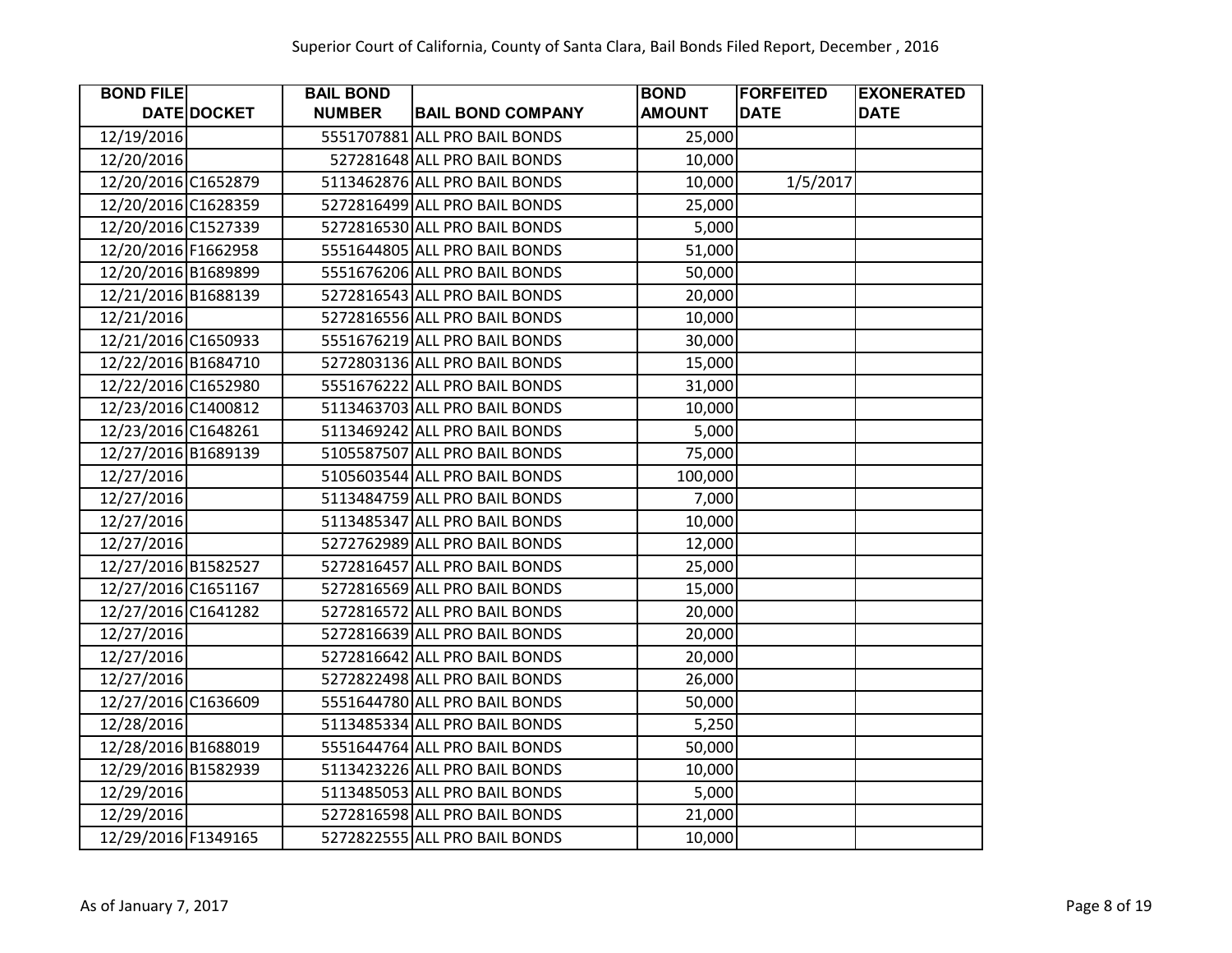Superior Court of California, County of Santa Clara, Bail Bonds Filed Report, December , 2016

| BOND FILE DATE | DOCKET | BAIL BOND NUMBER | BAIL BOND COMPANY | BOND AMOUNT | FORFEITED DATE | EXONERATED DATE |
|---|---|---|---|---|---|---|
| 12/19/2016 | | 5551707881 | ALL PRO BAIL BONDS | 25,000 | | |
| 12/20/2016 | | 527281648 | ALL PRO BAIL BONDS | 10,000 | | |
| 12/20/2016 | C1652879 | 5113462876 | ALL PRO BAIL BONDS | 10,000 | 1/5/2017 | |
| 12/20/2016 | C1628359 | 5272816499 | ALL PRO BAIL BONDS | 25,000 | | |
| 12/20/2016 | C1527339 | 5272816530 | ALL PRO BAIL BONDS | 5,000 | | |
| 12/20/2016 | F1662958 | 5551644805 | ALL PRO BAIL BONDS | 51,000 | | |
| 12/20/2016 | B1689899 | 5551676206 | ALL PRO BAIL BONDS | 50,000 | | |
| 12/21/2016 | B1688139 | 5272816543 | ALL PRO BAIL BONDS | 20,000 | | |
| 12/21/2016 | | 5272816556 | ALL PRO BAIL BONDS | 10,000 | | |
| 12/21/2016 | C1650933 | 5551676219 | ALL PRO BAIL BONDS | 30,000 | | |
| 12/22/2016 | B1684710 | 5272803136 | ALL PRO BAIL BONDS | 15,000 | | |
| 12/22/2016 | C1652980 | 5551676222 | ALL PRO BAIL BONDS | 31,000 | | |
| 12/23/2016 | C1400812 | 5113463703 | ALL PRO BAIL BONDS | 10,000 | | |
| 12/23/2016 | C1648261 | 5113469242 | ALL PRO BAIL BONDS | 5,000 | | |
| 12/27/2016 | B1689139 | 5105587507 | ALL PRO BAIL BONDS | 75,000 | | |
| 12/27/2016 | | 5105603544 | ALL PRO BAIL BONDS | 100,000 | | |
| 12/27/2016 | | 5113484759 | ALL PRO BAIL BONDS | 7,000 | | |
| 12/27/2016 | | 5113485347 | ALL PRO BAIL BONDS | 10,000 | | |
| 12/27/2016 | | 5272762989 | ALL PRO BAIL BONDS | 12,000 | | |
| 12/27/2016 | B1582527 | 5272816457 | ALL PRO BAIL BONDS | 25,000 | | |
| 12/27/2016 | C1651167 | 5272816569 | ALL PRO BAIL BONDS | 15,000 | | |
| 12/27/2016 | C1641282 | 5272816572 | ALL PRO BAIL BONDS | 20,000 | | |
| 12/27/2016 | | 5272816639 | ALL PRO BAIL BONDS | 20,000 | | |
| 12/27/2016 | | 5272816642 | ALL PRO BAIL BONDS | 20,000 | | |
| 12/27/2016 | | 5272822498 | ALL PRO BAIL BONDS | 26,000 | | |
| 12/27/2016 | C1636609 | 5551644780 | ALL PRO BAIL BONDS | 50,000 | | |
| 12/28/2016 | | 5113485334 | ALL PRO BAIL BONDS | 5,250 | | |
| 12/28/2016 | B1688019 | 5551644764 | ALL PRO BAIL BONDS | 50,000 | | |
| 12/29/2016 | B1582939 | 5113423226 | ALL PRO BAIL BONDS | 10,000 | | |
| 12/29/2016 | | 5113485053 | ALL PRO BAIL BONDS | 5,000 | | |
| 12/29/2016 | | 5272816598 | ALL PRO BAIL BONDS | 21,000 | | |
| 12/29/2016 | F1349165 | 5272822555 | ALL PRO BAIL BONDS | 10,000 | | |

As of January 7, 2017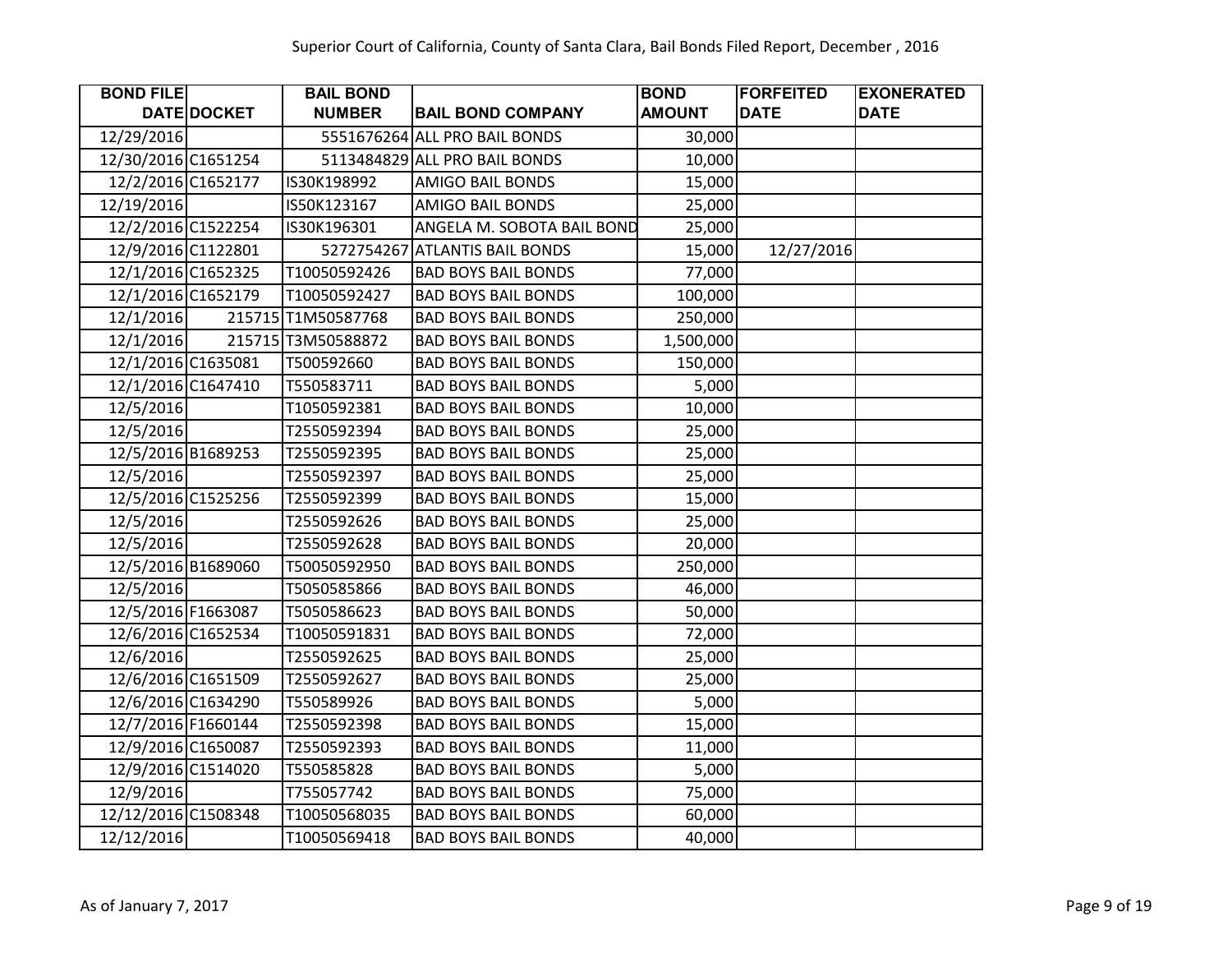Superior Court of California, County of Santa Clara, Bail Bonds Filed Report, December , 2016

| BOND FILE DATE | DOCKET | BAIL BOND NUMBER | BAIL BOND COMPANY | BOND AMOUNT | FORFEITED DATE | EXONERATED DATE |
|---|---|---|---|---|---|---|
| 12/29/2016 | | 5551676264 | ALL PRO BAIL BONDS | 30,000 | | |
| 12/30/2016 | C1651254 | 5113484829 | ALL PRO BAIL BONDS | 10,000 | | |
| 12/2/2016 | C1652177 | IS30K198992 | AMIGO BAIL BONDS | 15,000 | | |
| 12/19/2016 | | IS50K123167 | AMIGO BAIL BONDS | 25,000 | | |
| 12/2/2016 | C1522254 | IS30K196301 | ANGELA M. SOBOTA BAIL BOND | 25,000 | | |
| 12/9/2016 | C1122801 | 5272754267 | ATLANTIS BAIL BONDS | 15,000 | 12/27/2016 | |
| 12/1/2016 | C1652325 | T10050592426 | BAD BOYS BAIL BONDS | 77,000 | | |
| 12/1/2016 | C1652179 | T10050592427 | BAD BOYS BAIL BONDS | 100,000 | | |
| 12/1/2016 | 215715 | T1M50587768 | BAD BOYS BAIL BONDS | 250,000 | | |
| 12/1/2016 | 215715 | T3M50588872 | BAD BOYS BAIL BONDS | 1,500,000 | | |
| 12/1/2016 | C1635081 | T500592660 | BAD BOYS BAIL BONDS | 150,000 | | |
| 12/1/2016 | C1647410 | T550583711 | BAD BOYS BAIL BONDS | 5,000 | | |
| 12/5/2016 | | T1050592381 | BAD BOYS BAIL BONDS | 10,000 | | |
| 12/5/2016 | | T2550592394 | BAD BOYS BAIL BONDS | 25,000 | | |
| 12/5/2016 | B1689253 | T2550592395 | BAD BOYS BAIL BONDS | 25,000 | | |
| 12/5/2016 | | T2550592397 | BAD BOYS BAIL BONDS | 25,000 | | |
| 12/5/2016 | C1525256 | T2550592399 | BAD BOYS BAIL BONDS | 15,000 | | |
| 12/5/2016 | | T2550592626 | BAD BOYS BAIL BONDS | 25,000 | | |
| 12/5/2016 | | T2550592628 | BAD BOYS BAIL BONDS | 20,000 | | |
| 12/5/2016 | B1689060 | T50050592950 | BAD BOYS BAIL BONDS | 250,000 | | |
| 12/5/2016 | | T5050585866 | BAD BOYS BAIL BONDS | 46,000 | | |
| 12/5/2016 | F1663087 | T5050586623 | BAD BOYS BAIL BONDS | 50,000 | | |
| 12/6/2016 | C1652534 | T10050591831 | BAD BOYS BAIL BONDS | 72,000 | | |
| 12/6/2016 | | T2550592625 | BAD BOYS BAIL BONDS | 25,000 | | |
| 12/6/2016 | C1651509 | T2550592627 | BAD BOYS BAIL BONDS | 25,000 | | |
| 12/6/2016 | C1634290 | T550589926 | BAD BOYS BAIL BONDS | 5,000 | | |
| 12/7/2016 | F1660144 | T2550592398 | BAD BOYS BAIL BONDS | 15,000 | | |
| 12/9/2016 | C1650087 | T2550592393 | BAD BOYS BAIL BONDS | 11,000 | | |
| 12/9/2016 | C1514020 | T550585828 | BAD BOYS BAIL BONDS | 5,000 | | |
| 12/9/2016 | | T755057742 | BAD BOYS BAIL BONDS | 75,000 | | |
| 12/12/2016 | C1508348 | T10050568035 | BAD BOYS BAIL BONDS | 60,000 | | |
| 12/12/2016 | | T10050569418 | BAD BOYS BAIL BONDS | 40,000 | | |

As of January 7, 2017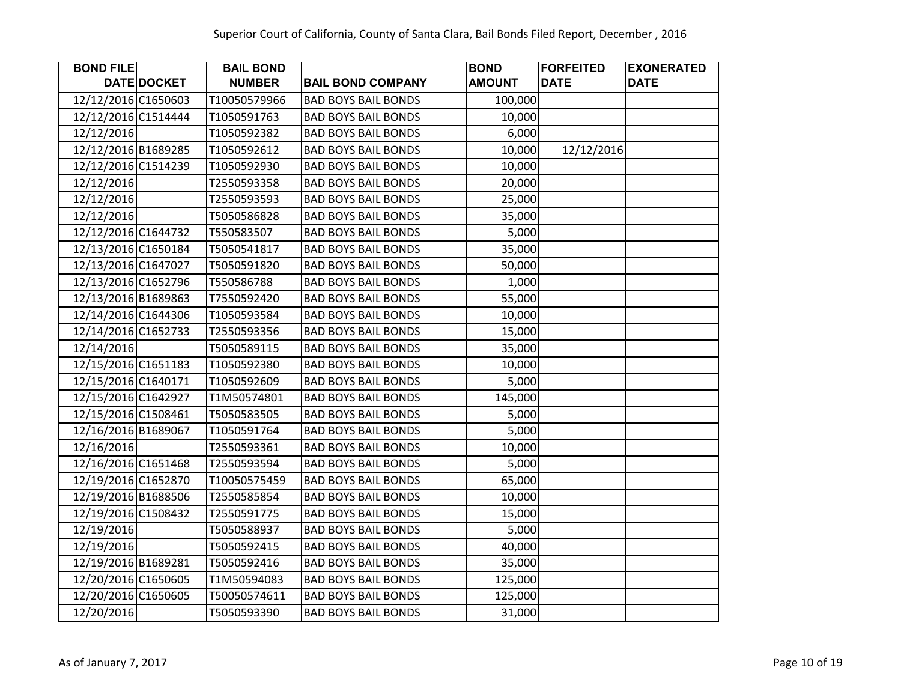Superior Court of California, County of Santa Clara, Bail Bonds Filed Report, December , 2016

| BOND FILE DATE | DOCKET | BAIL BOND NUMBER | BAIL BOND COMPANY | BOND AMOUNT | FORFEITED DATE | EXONERATED DATE |
|---|---|---|---|---|---|---|
| 12/12/2016 | C1650603 | T10050579966 | BAD BOYS BAIL BONDS | 100,000 | | |
| 12/12/2016 | C1514444 | T1050591763 | BAD BOYS BAIL BONDS | 10,000 | | |
| 12/12/2016 | | T1050592382 | BAD BOYS BAIL BONDS | 6,000 | | |
| 12/12/2016 | B1689285 | T1050592612 | BAD BOYS BAIL BONDS | 10,000 | 12/12/2016 | |
| 12/12/2016 | C1514239 | T1050592930 | BAD BOYS BAIL BONDS | 10,000 | | |
| 12/12/2016 | | T2550593358 | BAD BOYS BAIL BONDS | 20,000 | | |
| 12/12/2016 | | T2550593593 | BAD BOYS BAIL BONDS | 25,000 | | |
| 12/12/2016 | | T5050586828 | BAD BOYS BAIL BONDS | 35,000 | | |
| 12/12/2016 | C1644732 | T550583507 | BAD BOYS BAIL BONDS | 5,000 | | |
| 12/13/2016 | C1650184 | T5050541817 | BAD BOYS BAIL BONDS | 35,000 | | |
| 12/13/2016 | C1647027 | T5050591820 | BAD BOYS BAIL BONDS | 50,000 | | |
| 12/13/2016 | C1652796 | T550586788 | BAD BOYS BAIL BONDS | 1,000 | | |
| 12/13/2016 | B1689863 | T7550592420 | BAD BOYS BAIL BONDS | 55,000 | | |
| 12/14/2016 | C1644306 | T1050593584 | BAD BOYS BAIL BONDS | 10,000 | | |
| 12/14/2016 | C1652733 | T2550593356 | BAD BOYS BAIL BONDS | 15,000 | | |
| 12/14/2016 | | T5050589115 | BAD BOYS BAIL BONDS | 35,000 | | |
| 12/15/2016 | C1651183 | T1050592380 | BAD BOYS BAIL BONDS | 10,000 | | |
| 12/15/2016 | C1640171 | T1050592609 | BAD BOYS BAIL BONDS | 5,000 | | |
| 12/15/2016 | C1642927 | T1M50574801 | BAD BOYS BAIL BONDS | 145,000 | | |
| 12/15/2016 | C1508461 | T5050583505 | BAD BOYS BAIL BONDS | 5,000 | | |
| 12/16/2016 | B1689067 | T1050591764 | BAD BOYS BAIL BONDS | 5,000 | | |
| 12/16/2016 | | T2550593361 | BAD BOYS BAIL BONDS | 10,000 | | |
| 12/16/2016 | C1651468 | T2550593594 | BAD BOYS BAIL BONDS | 5,000 | | |
| 12/19/2016 | C1652870 | T10050575459 | BAD BOYS BAIL BONDS | 65,000 | | |
| 12/19/2016 | B1688506 | T2550585854 | BAD BOYS BAIL BONDS | 10,000 | | |
| 12/19/2016 | C1508432 | T2550591775 | BAD BOYS BAIL BONDS | 15,000 | | |
| 12/19/2016 | | T5050588937 | BAD BOYS BAIL BONDS | 5,000 | | |
| 12/19/2016 | | T5050592415 | BAD BOYS BAIL BONDS | 40,000 | | |
| 12/19/2016 | B1689281 | T5050592416 | BAD BOYS BAIL BONDS | 35,000 | | |
| 12/20/2016 | C1650605 | T1M50594083 | BAD BOYS BAIL BONDS | 125,000 | | |
| 12/20/2016 | C1650605 | T50050574611 | BAD BOYS BAIL BONDS | 125,000 | | |
| 12/20/2016 | | T5050593390 | BAD BOYS BAIL BONDS | 31,000 | | |

As of January 7, 2017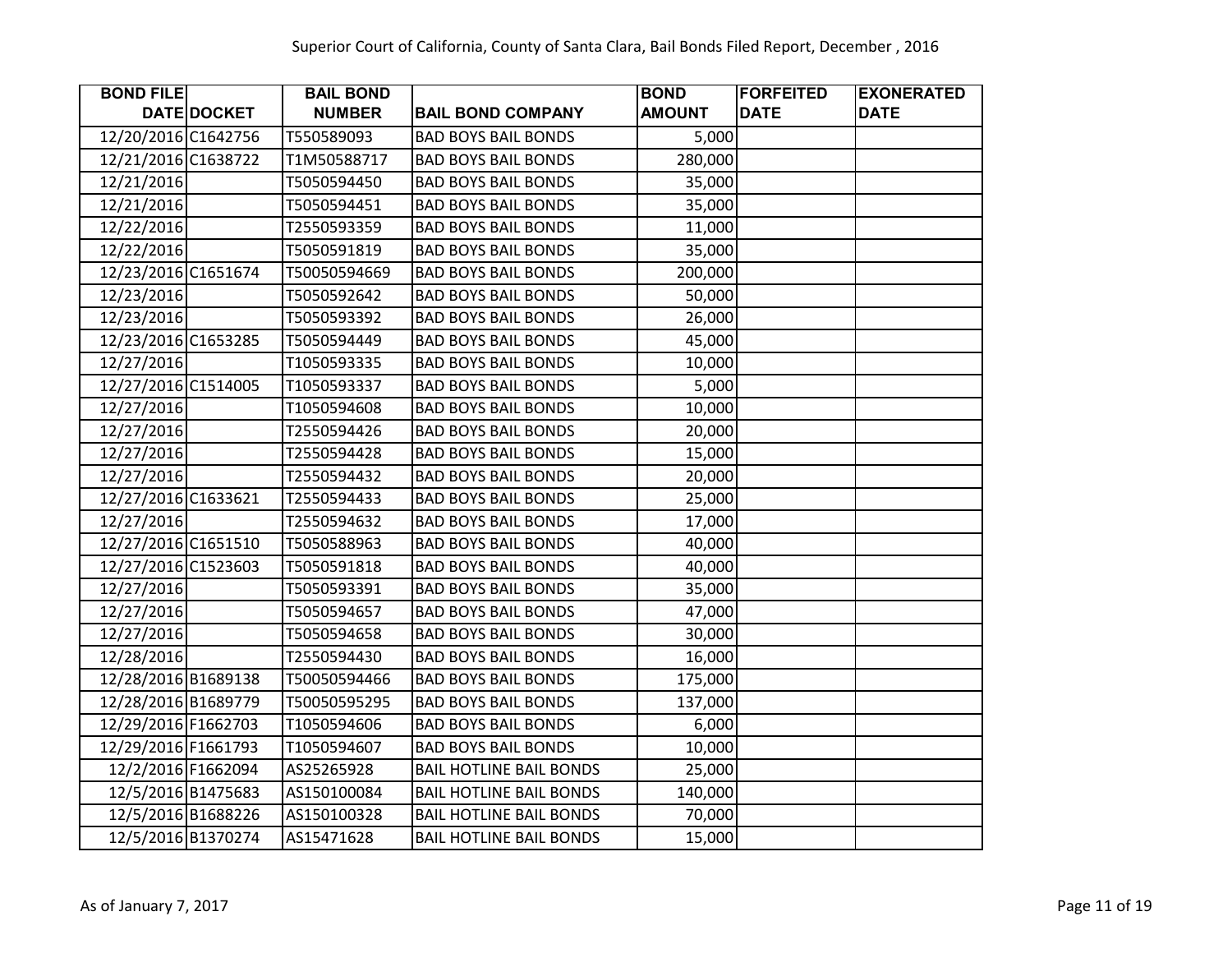Superior Court of California, County of Santa Clara, Bail Bonds Filed Report, December , 2016

| BOND FILE DATE | DOCKET | BAIL BOND NUMBER | BAIL BOND COMPANY | BOND AMOUNT | FORFEITED DATE | EXONERATED DATE |
|---|---|---|---|---|---|---|
| 12/20/2016 | C1642756 | T550589093 | BAD BOYS BAIL BONDS | 5,000 | | |
| 12/21/2016 | C1638722 | T1M50588717 | BAD BOYS BAIL BONDS | 280,000 | | |
| 12/21/2016 | | T5050594450 | BAD BOYS BAIL BONDS | 35,000 | | |
| 12/21/2016 | | T5050594451 | BAD BOYS BAIL BONDS | 35,000 | | |
| 12/22/2016 | | T2550593359 | BAD BOYS BAIL BONDS | 11,000 | | |
| 12/22/2016 | | T5050591819 | BAD BOYS BAIL BONDS | 35,000 | | |
| 12/23/2016 | C1651674 | T50050594669 | BAD BOYS BAIL BONDS | 200,000 | | |
| 12/23/2016 | | T5050592642 | BAD BOYS BAIL BONDS | 50,000 | | |
| 12/23/2016 | | T5050593392 | BAD BOYS BAIL BONDS | 26,000 | | |
| 12/23/2016 | C1653285 | T5050594449 | BAD BOYS BAIL BONDS | 45,000 | | |
| 12/27/2016 | | T1050593335 | BAD BOYS BAIL BONDS | 10,000 | | |
| 12/27/2016 | C1514005 | T1050593337 | BAD BOYS BAIL BONDS | 5,000 | | |
| 12/27/2016 | | T1050594608 | BAD BOYS BAIL BONDS | 10,000 | | |
| 12/27/2016 | | T2550594426 | BAD BOYS BAIL BONDS | 20,000 | | |
| 12/27/2016 | | T2550594428 | BAD BOYS BAIL BONDS | 15,000 | | |
| 12/27/2016 | | T2550594432 | BAD BOYS BAIL BONDS | 20,000 | | |
| 12/27/2016 | C1633621 | T2550594433 | BAD BOYS BAIL BONDS | 25,000 | | |
| 12/27/2016 | | T2550594632 | BAD BOYS BAIL BONDS | 17,000 | | |
| 12/27/2016 | C1651510 | T5050588963 | BAD BOYS BAIL BONDS | 40,000 | | |
| 12/27/2016 | C1523603 | T5050591818 | BAD BOYS BAIL BONDS | 40,000 | | |
| 12/27/2016 | | T5050593391 | BAD BOYS BAIL BONDS | 35,000 | | |
| 12/27/2016 | | T5050594657 | BAD BOYS BAIL BONDS | 47,000 | | |
| 12/27/2016 | | T5050594658 | BAD BOYS BAIL BONDS | 30,000 | | |
| 12/28/2016 | | T2550594430 | BAD BOYS BAIL BONDS | 16,000 | | |
| 12/28/2016 | B1689138 | T50050594466 | BAD BOYS BAIL BONDS | 175,000 | | |
| 12/28/2016 | B1689779 | T50050595295 | BAD BOYS BAIL BONDS | 137,000 | | |
| 12/29/2016 | F1662703 | T1050594606 | BAD BOYS BAIL BONDS | 6,000 | | |
| 12/29/2016 | F1661793 | T1050594607 | BAD BOYS BAIL BONDS | 10,000 | | |
| 12/2/2016 | F1662094 | AS25265928 | BAIL HOTLINE BAIL BONDS | 25,000 | | |
| 12/5/2016 | B1475683 | AS150100084 | BAIL HOTLINE BAIL BONDS | 140,000 | | |
| 12/5/2016 | B1688226 | AS150100328 | BAIL HOTLINE BAIL BONDS | 70,000 | | |
| 12/5/2016 | B1370274 | AS15471628 | BAIL HOTLINE BAIL BONDS | 15,000 | | |

As of January 7, 2017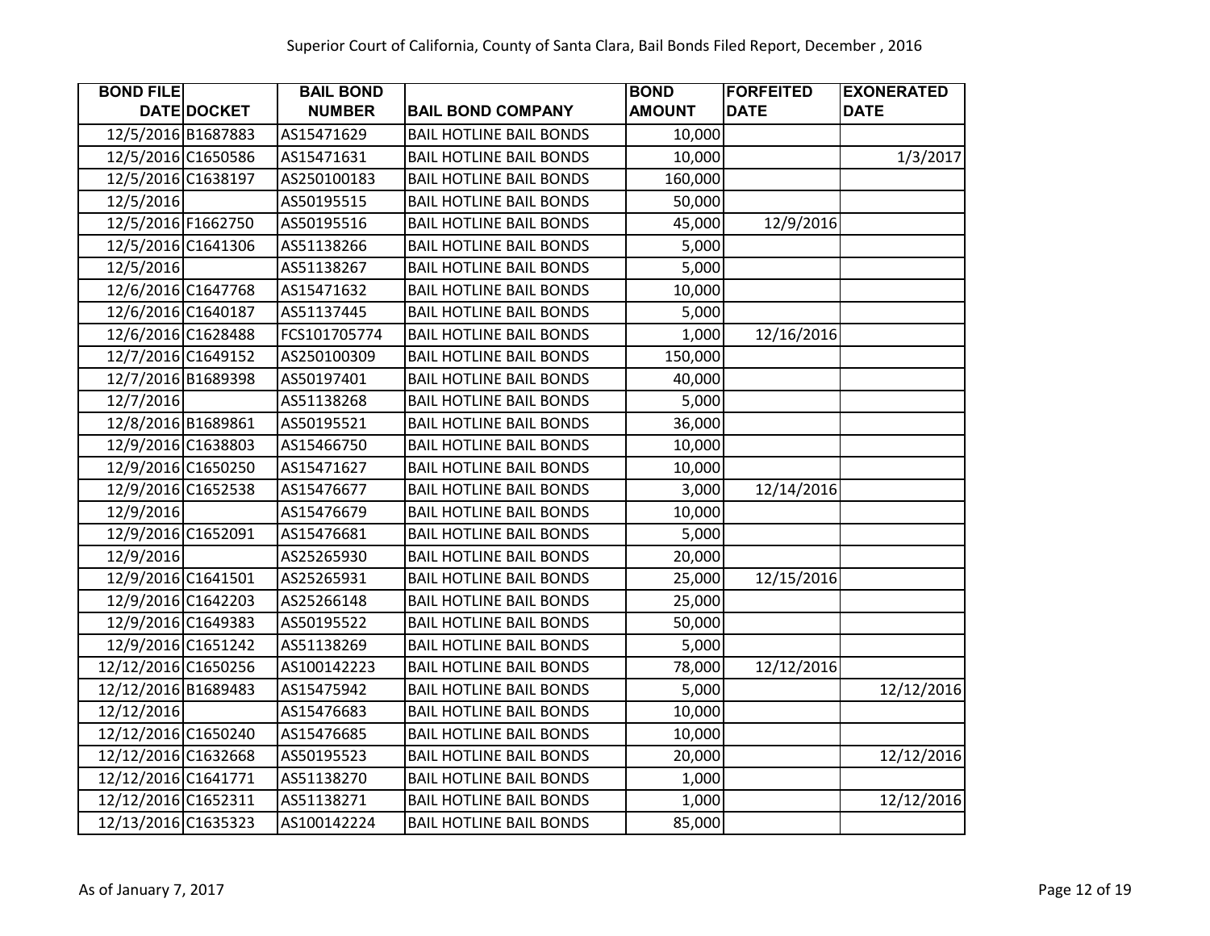Superior Court of California, County of Santa Clara, Bail Bonds Filed Report, December , 2016

| BOND FILE DATE | DOCKET | BAIL BOND NUMBER | BAIL BOND COMPANY | BOND AMOUNT | FORFEITED DATE | EXONERATED DATE |
|---|---|---|---|---|---|---|
| 12/5/2016 | B1687883 | AS15471629 | BAIL HOTLINE BAIL BONDS | 10,000 | | |
| 12/5/2016 | C1650586 | AS15471631 | BAIL HOTLINE BAIL BONDS | 10,000 | | 1/3/2017 |
| 12/5/2016 | C1638197 | AS250100183 | BAIL HOTLINE BAIL BONDS | 160,000 | | |
| 12/5/2016 | | AS50195515 | BAIL HOTLINE BAIL BONDS | 50,000 | | |
| 12/5/2016 | F1662750 | AS50195516 | BAIL HOTLINE BAIL BONDS | 45,000 | 12/9/2016 | |
| 12/5/2016 | C1641306 | AS51138266 | BAIL HOTLINE BAIL BONDS | 5,000 | | |
| 12/5/2016 | | AS51138267 | BAIL HOTLINE BAIL BONDS | 5,000 | | |
| 12/6/2016 | C1647768 | AS15471632 | BAIL HOTLINE BAIL BONDS | 10,000 | | |
| 12/6/2016 | C1640187 | AS51137445 | BAIL HOTLINE BAIL BONDS | 5,000 | | |
| 12/6/2016 | C1628488 | FCS101705774 | BAIL HOTLINE BAIL BONDS | 1,000 | 12/16/2016 | |
| 12/7/2016 | C1649152 | AS250100309 | BAIL HOTLINE BAIL BONDS | 150,000 | | |
| 12/7/2016 | B1689398 | AS50197401 | BAIL HOTLINE BAIL BONDS | 40,000 | | |
| 12/7/2016 | | AS51138268 | BAIL HOTLINE BAIL BONDS | 5,000 | | |
| 12/8/2016 | B1689861 | AS50195521 | BAIL HOTLINE BAIL BONDS | 36,000 | | |
| 12/9/2016 | C1638803 | AS15466750 | BAIL HOTLINE BAIL BONDS | 10,000 | | |
| 12/9/2016 | C1650250 | AS15471627 | BAIL HOTLINE BAIL BONDS | 10,000 | | |
| 12/9/2016 | C1652538 | AS15476677 | BAIL HOTLINE BAIL BONDS | 3,000 | 12/14/2016 | |
| 12/9/2016 | | AS15476679 | BAIL HOTLINE BAIL BONDS | 10,000 | | |
| 12/9/2016 | C1652091 | AS15476681 | BAIL HOTLINE BAIL BONDS | 5,000 | | |
| 12/9/2016 | | AS25265930 | BAIL HOTLINE BAIL BONDS | 20,000 | | |
| 12/9/2016 | C1641501 | AS25265931 | BAIL HOTLINE BAIL BONDS | 25,000 | 12/15/2016 | |
| 12/9/2016 | C1642203 | AS25266148 | BAIL HOTLINE BAIL BONDS | 25,000 | | |
| 12/9/2016 | C1649383 | AS50195522 | BAIL HOTLINE BAIL BONDS | 50,000 | | |
| 12/9/2016 | C1651242 | AS51138269 | BAIL HOTLINE BAIL BONDS | 5,000 | | |
| 12/12/2016 | C1650256 | AS100142223 | BAIL HOTLINE BAIL BONDS | 78,000 | 12/12/2016 | |
| 12/12/2016 | B1689483 | AS15475942 | BAIL HOTLINE BAIL BONDS | 5,000 | | 12/12/2016 |
| 12/12/2016 | | AS15476683 | BAIL HOTLINE BAIL BONDS | 10,000 | | |
| 12/12/2016 | C1650240 | AS15476685 | BAIL HOTLINE BAIL BONDS | 10,000 | | |
| 12/12/2016 | C1632668 | AS50195523 | BAIL HOTLINE BAIL BONDS | 20,000 | | 12/12/2016 |
| 12/12/2016 | C1641771 | AS51138270 | BAIL HOTLINE BAIL BONDS | 1,000 | | |
| 12/12/2016 | C1652311 | AS51138271 | BAIL HOTLINE BAIL BONDS | 1,000 | | 12/12/2016 |
| 12/13/2016 | C1635323 | AS100142224 | BAIL HOTLINE BAIL BONDS | 85,000 | | |

As of January 7, 2017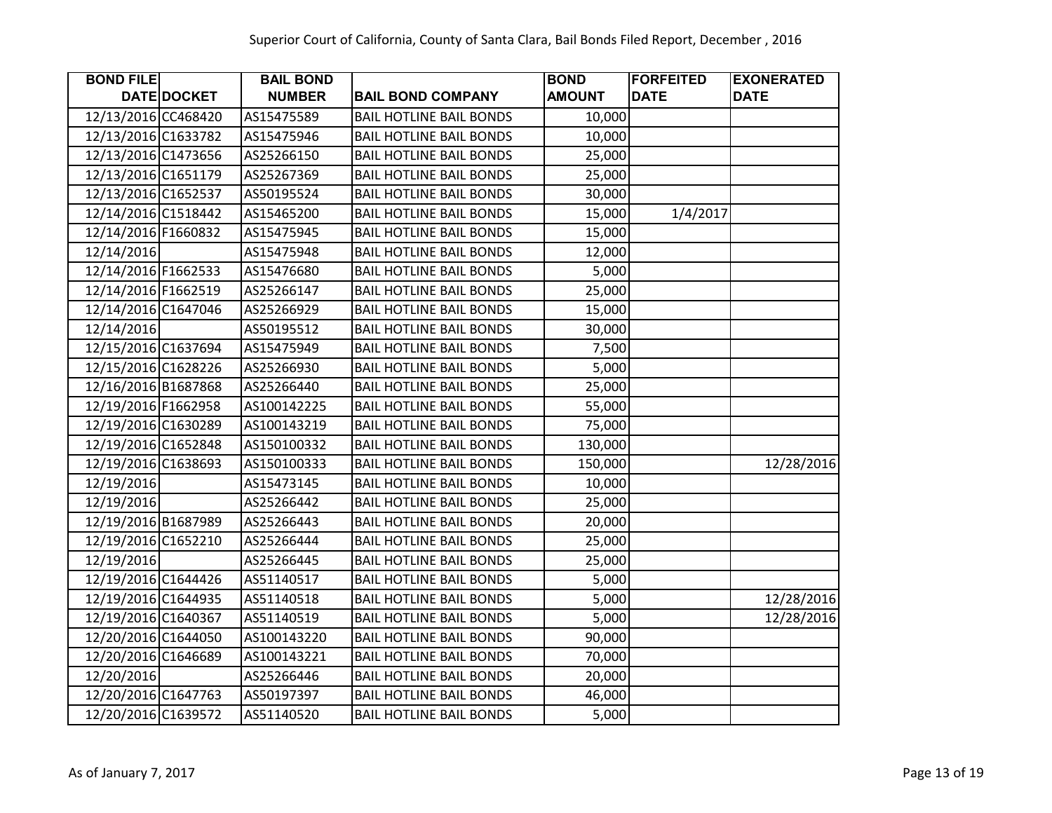Superior Court of California, County of Santa Clara, Bail Bonds Filed Report, December , 2016

| BOND FILE DATE | DOCKET | BAIL BOND NUMBER | BAIL BOND COMPANY | BOND AMOUNT | FORFEITED DATE | EXONERATED DATE |
|---|---|---|---|---|---|---|
| 12/13/2016 | CC468420 | AS15475589 | BAIL HOTLINE BAIL BONDS | 10,000 | | |
| 12/13/2016 | C1633782 | AS15475946 | BAIL HOTLINE BAIL BONDS | 10,000 | | |
| 12/13/2016 | C1473656 | AS25266150 | BAIL HOTLINE BAIL BONDS | 25,000 | | |
| 12/13/2016 | C1651179 | AS25267369 | BAIL HOTLINE BAIL BONDS | 25,000 | | |
| 12/13/2016 | C1652537 | AS50195524 | BAIL HOTLINE BAIL BONDS | 30,000 | | |
| 12/14/2016 | C1518442 | AS15465200 | BAIL HOTLINE BAIL BONDS | 15,000 | 1/4/2017 | |
| 12/14/2016 | F1660832 | AS15475945 | BAIL HOTLINE BAIL BONDS | 15,000 | | |
| 12/14/2016 | | AS15475948 | BAIL HOTLINE BAIL BONDS | 12,000 | | |
| 12/14/2016 | F1662533 | AS15476680 | BAIL HOTLINE BAIL BONDS | 5,000 | | |
| 12/14/2016 | F1662519 | AS25266147 | BAIL HOTLINE BAIL BONDS | 25,000 | | |
| 12/14/2016 | C1647046 | AS25266929 | BAIL HOTLINE BAIL BONDS | 15,000 | | |
| 12/14/2016 | | AS50195512 | BAIL HOTLINE BAIL BONDS | 30,000 | | |
| 12/15/2016 | C1637694 | AS15475949 | BAIL HOTLINE BAIL BONDS | 7,500 | | |
| 12/15/2016 | C1628226 | AS25266930 | BAIL HOTLINE BAIL BONDS | 5,000 | | |
| 12/16/2016 | B1687868 | AS25266440 | BAIL HOTLINE BAIL BONDS | 25,000 | | |
| 12/19/2016 | F1662958 | AS100142225 | BAIL HOTLINE BAIL BONDS | 55,000 | | |
| 12/19/2016 | C1630289 | AS100143219 | BAIL HOTLINE BAIL BONDS | 75,000 | | |
| 12/19/2016 | C1652848 | AS150100332 | BAIL HOTLINE BAIL BONDS | 130,000 | | |
| 12/19/2016 | C1638693 | AS150100333 | BAIL HOTLINE BAIL BONDS | 150,000 | | 12/28/2016 |
| 12/19/2016 | | AS15473145 | BAIL HOTLINE BAIL BONDS | 10,000 | | |
| 12/19/2016 | | AS25266442 | BAIL HOTLINE BAIL BONDS | 25,000 | | |
| 12/19/2016 | B1687989 | AS25266443 | BAIL HOTLINE BAIL BONDS | 20,000 | | |
| 12/19/2016 | C1652210 | AS25266444 | BAIL HOTLINE BAIL BONDS | 25,000 | | |
| 12/19/2016 | | AS25266445 | BAIL HOTLINE BAIL BONDS | 25,000 | | |
| 12/19/2016 | C1644426 | AS51140517 | BAIL HOTLINE BAIL BONDS | 5,000 | | |
| 12/19/2016 | C1644935 | AS51140518 | BAIL HOTLINE BAIL BONDS | 5,000 | | 12/28/2016 |
| 12/19/2016 | C1640367 | AS51140519 | BAIL HOTLINE BAIL BONDS | 5,000 | | 12/28/2016 |
| 12/20/2016 | C1644050 | AS100143220 | BAIL HOTLINE BAIL BONDS | 90,000 | | |
| 12/20/2016 | C1646689 | AS100143221 | BAIL HOTLINE BAIL BONDS | 70,000 | | |
| 12/20/2016 | | AS25266446 | BAIL HOTLINE BAIL BONDS | 20,000 | | |
| 12/20/2016 | C1647763 | AS50197397 | BAIL HOTLINE BAIL BONDS | 46,000 | | |
| 12/20/2016 | C1639572 | AS51140520 | BAIL HOTLINE BAIL BONDS | 5,000 | | |

As of January 7, 2017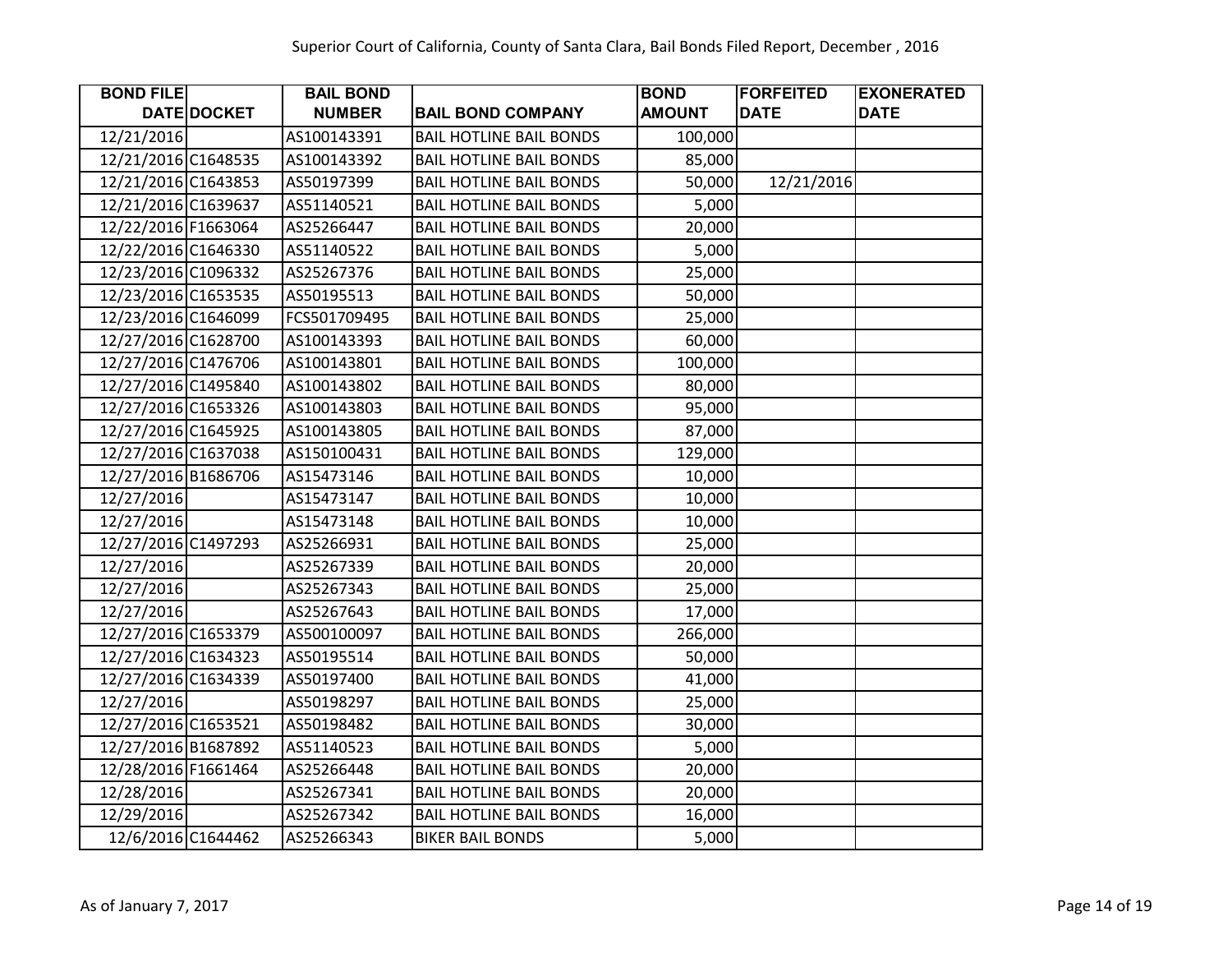| BOND FILE DATE | DOCKET | BAIL BOND NUMBER | BAIL BOND COMPANY | BOND AMOUNT | FORFEITED DATE | EXONERATED DATE |
|---|---|---|---|---|---|---|
| 12/21/2016 | | AS100143391 | BAIL HOTLINE BAIL BONDS | 100,000 | | |
| 12/21/2016 | C1648535 | AS100143392 | BAIL HOTLINE BAIL BONDS | 85,000 | | |
| 12/21/2016 | C1643853 | AS50197399 | BAIL HOTLINE BAIL BONDS | 50,000 | 12/21/2016 | |
| 12/21/2016 | C1639637 | AS51140521 | BAIL HOTLINE BAIL BONDS | 5,000 | | |
| 12/22/2016 | F1663064 | AS25266447 | BAIL HOTLINE BAIL BONDS | 20,000 | | |
| 12/22/2016 | C1646330 | AS51140522 | BAIL HOTLINE BAIL BONDS | 5,000 | | |
| 12/23/2016 | C1096332 | AS25267376 | BAIL HOTLINE BAIL BONDS | 25,000 | | |
| 12/23/2016 | C1653535 | AS50195513 | BAIL HOTLINE BAIL BONDS | 50,000 | | |
| 12/23/2016 | C1646099 | FCS501709495 | BAIL HOTLINE BAIL BONDS | 25,000 | | |
| 12/27/2016 | C1628700 | AS100143393 | BAIL HOTLINE BAIL BONDS | 60,000 | | |
| 12/27/2016 | C1476706 | AS100143801 | BAIL HOTLINE BAIL BONDS | 100,000 | | |
| 12/27/2016 | C1495840 | AS100143802 | BAIL HOTLINE BAIL BONDS | 80,000 | | |
| 12/27/2016 | C1653326 | AS100143803 | BAIL HOTLINE BAIL BONDS | 95,000 | | |
| 12/27/2016 | C1645925 | AS100143805 | BAIL HOTLINE BAIL BONDS | 87,000 | | |
| 12/27/2016 | C1637038 | AS150100431 | BAIL HOTLINE BAIL BONDS | 129,000 | | |
| 12/27/2016 | B1686706 | AS15473146 | BAIL HOTLINE BAIL BONDS | 10,000 | | |
| 12/27/2016 | | AS15473147 | BAIL HOTLINE BAIL BONDS | 10,000 | | |
| 12/27/2016 | | AS15473148 | BAIL HOTLINE BAIL BONDS | 10,000 | | |
| 12/27/2016 | C1497293 | AS25266931 | BAIL HOTLINE BAIL BONDS | 25,000 | | |
| 12/27/2016 | | AS25267339 | BAIL HOTLINE BAIL BONDS | 20,000 | | |
| 12/27/2016 | | AS25267343 | BAIL HOTLINE BAIL BONDS | 25,000 | | |
| 12/27/2016 | | AS25267643 | BAIL HOTLINE BAIL BONDS | 17,000 | | |
| 12/27/2016 | C1653379 | AS500100097 | BAIL HOTLINE BAIL BONDS | 266,000 | | |
| 12/27/2016 | C1634323 | AS50195514 | BAIL HOTLINE BAIL BONDS | 50,000 | | |
| 12/27/2016 | C1634339 | AS50197400 | BAIL HOTLINE BAIL BONDS | 41,000 | | |
| 12/27/2016 | | AS50198297 | BAIL HOTLINE BAIL BONDS | 25,000 | | |
| 12/27/2016 | C1653521 | AS50198482 | BAIL HOTLINE BAIL BONDS | 30,000 | | |
| 12/27/2016 | B1687892 | AS51140523 | BAIL HOTLINE BAIL BONDS | 5,000 | | |
| 12/28/2016 | F1661464 | AS25266448 | BAIL HOTLINE BAIL BONDS | 20,000 | | |
| 12/28/2016 | | AS25267341 | BAIL HOTLINE BAIL BONDS | 20,000 | | |
| 12/29/2016 | | AS25267342 | BAIL HOTLINE BAIL BONDS | 16,000 | | |
| 12/6/2016 | C1644462 | AS25266343 | BIKER BAIL BONDS | 5,000 | | |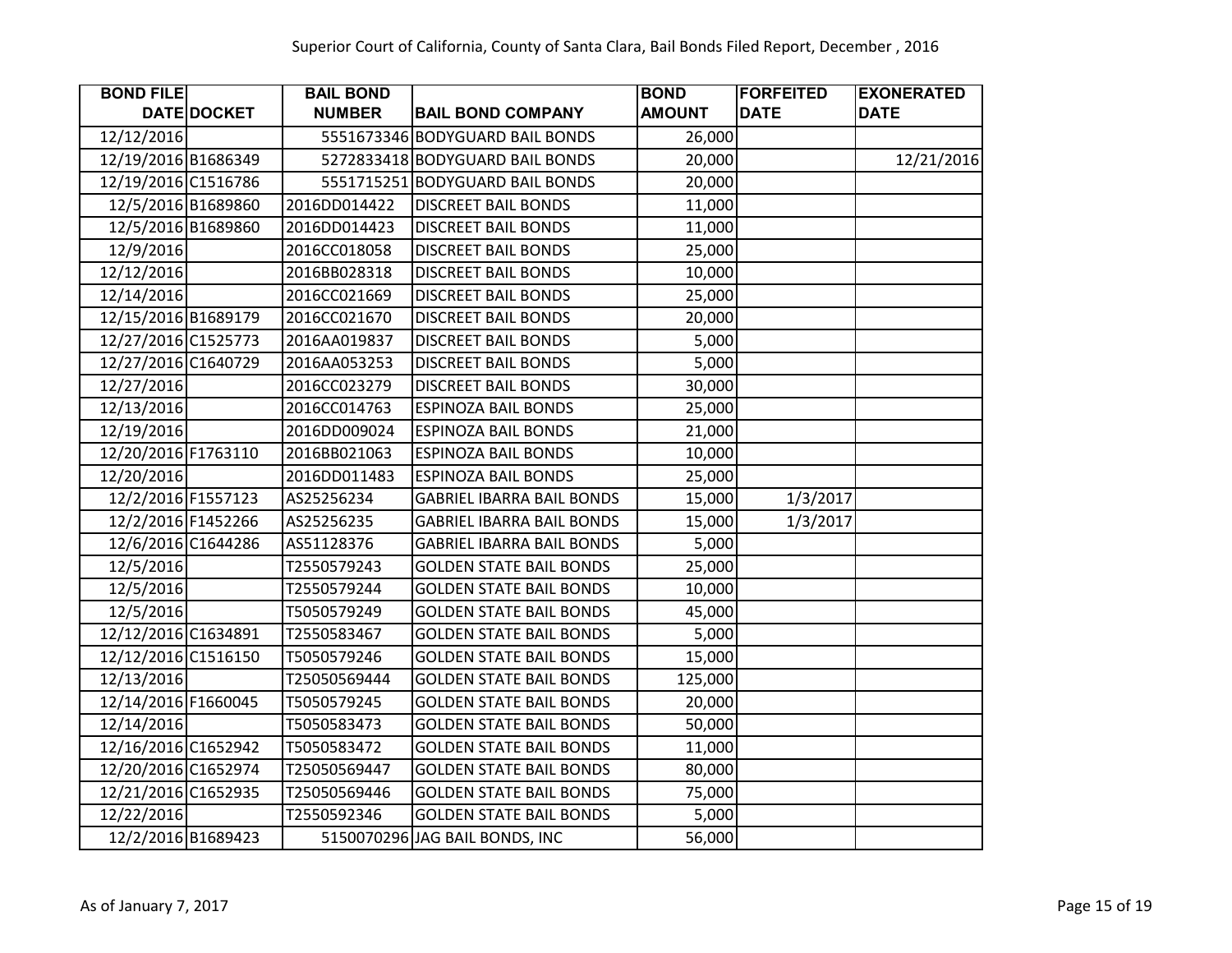Superior Court of California, County of Santa Clara, Bail Bonds Filed Report, December , 2016

| BOND FILE DATE | DOCKET | BAIL BOND NUMBER | BAIL BOND COMPANY | BOND AMOUNT | FORFEITED DATE | EXONERATED DATE |
|---|---|---|---|---|---|---|
| 12/12/2016 | | 5551673346 | BODYGUARD BAIL BONDS | 26,000 | | |
| 12/19/2016 | B1686349 | 5272833418 | BODYGUARD BAIL BONDS | 20,000 | | 12/21/2016 |
| 12/19/2016 | C1516786 | 5551715251 | BODYGUARD BAIL BONDS | 20,000 | | |
| 12/5/2016 | B1689860 | 2016DD014422 | DISCREET BAIL BONDS | 11,000 | | |
| 12/5/2016 | B1689860 | 2016DD014423 | DISCREET BAIL BONDS | 11,000 | | |
| 12/9/2016 | | 2016CC018058 | DISCREET BAIL BONDS | 25,000 | | |
| 12/12/2016 | | 2016BB028318 | DISCREET BAIL BONDS | 10,000 | | |
| 12/14/2016 | | 2016CC021669 | DISCREET BAIL BONDS | 25,000 | | |
| 12/15/2016 | B1689179 | 2016CC021670 | DISCREET BAIL BONDS | 20,000 | | |
| 12/27/2016 | C1525773 | 2016AA019837 | DISCREET BAIL BONDS | 5,000 | | |
| 12/27/2016 | C1640729 | 2016AA053253 | DISCREET BAIL BONDS | 5,000 | | |
| 12/27/2016 | | 2016CC023279 | DISCREET BAIL BONDS | 30,000 | | |
| 12/13/2016 | | 2016CC014763 | ESPINOZA BAIL BONDS | 25,000 | | |
| 12/19/2016 | | 2016DD009024 | ESPINOZA BAIL BONDS | 21,000 | | |
| 12/20/2016 | F1763110 | 2016BB021063 | ESPINOZA BAIL BONDS | 10,000 | | |
| 12/20/2016 | | 2016DD011483 | ESPINOZA BAIL BONDS | 25,000 | | |
| 12/2/2016 | F1557123 | AS25256234 | GABRIEL IBARRA BAIL BONDS | 15,000 | 1/3/2017 | |
| 12/2/2016 | F1452266 | AS25256235 | GABRIEL IBARRA BAIL BONDS | 15,000 | 1/3/2017 | |
| 12/6/2016 | C1644286 | AS51128376 | GABRIEL IBARRA BAIL BONDS | 5,000 | | |
| 12/5/2016 | | T2550579243 | GOLDEN STATE BAIL BONDS | 25,000 | | |
| 12/5/2016 | | T2550579244 | GOLDEN STATE BAIL BONDS | 10,000 | | |
| 12/5/2016 | | T5050579249 | GOLDEN STATE BAIL BONDS | 45,000 | | |
| 12/12/2016 | C1634891 | T2550583467 | GOLDEN STATE BAIL BONDS | 5,000 | | |
| 12/12/2016 | C1516150 | T5050579246 | GOLDEN STATE BAIL BONDS | 15,000 | | |
| 12/13/2016 | | T25050569444 | GOLDEN STATE BAIL BONDS | 125,000 | | |
| 12/14/2016 | F1660045 | T5050579245 | GOLDEN STATE BAIL BONDS | 20,000 | | |
| 12/14/2016 | | T5050583473 | GOLDEN STATE BAIL BONDS | 50,000 | | |
| 12/16/2016 | C1652942 | T5050583472 | GOLDEN STATE BAIL BONDS | 11,000 | | |
| 12/20/2016 | C1652974 | T25050569447 | GOLDEN STATE BAIL BONDS | 80,000 | | |
| 12/21/2016 | C1652935 | T25050569446 | GOLDEN STATE BAIL BONDS | 75,000 | | |
| 12/22/2016 | | T2550592346 | GOLDEN STATE BAIL BONDS | 5,000 | | |
| 12/2/2016 | B1689423 | 5150070296 | JAG BAIL BONDS, INC | 56,000 | | |

As of January 7, 2017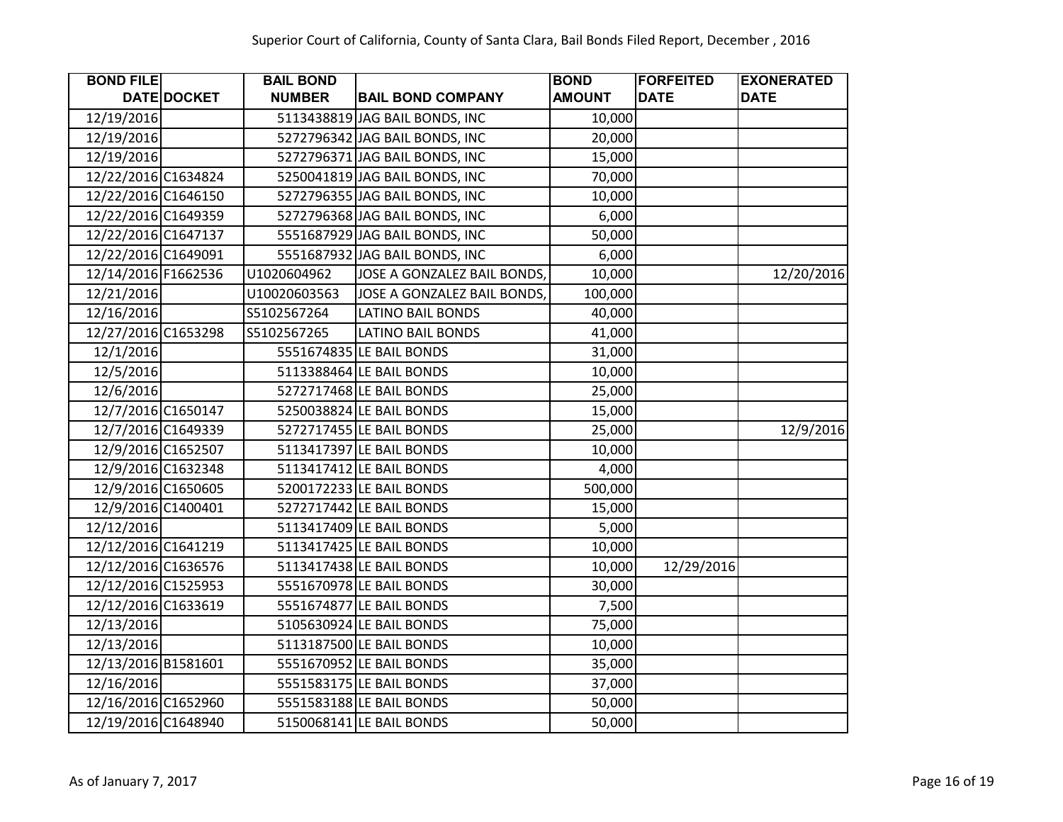Superior Court of California, County of Santa Clara, Bail Bonds Filed Report, December , 2016

| BOND FILE DATE | DOCKET | BAIL BOND NUMBER | BAIL BOND COMPANY | BOND AMOUNT | FORFEITED DATE | EXONERATED DATE |
|---|---|---|---|---|---|---|
| 12/19/2016 | | 5113438819 | JAG BAIL BONDS, INC | 10,000 | | |
| 12/19/2016 | | 5272796342 | JAG BAIL BONDS, INC | 20,000 | | |
| 12/19/2016 | | 5272796371 | JAG BAIL BONDS, INC | 15,000 | | |
| 12/22/2016 | C1634824 | 5250041819 | JAG BAIL BONDS, INC | 70,000 | | |
| 12/22/2016 | C1646150 | 5272796355 | JAG BAIL BONDS, INC | 10,000 | | |
| 12/22/2016 | C1649359 | 5272796368 | JAG BAIL BONDS, INC | 6,000 | | |
| 12/22/2016 | C1647137 | 5551687929 | JAG BAIL BONDS, INC | 50,000 | | |
| 12/22/2016 | C1649091 | 5551687932 | JAG BAIL BONDS, INC | 6,000 | | |
| 12/14/2016 | F1662536 | U1020604962 | JOSE A GONZALEZ BAIL BONDS, | 10,000 | | 12/20/2016 |
| 12/21/2016 | | U10020603563 | JOSE A GONZALEZ BAIL BONDS, | 100,000 | | |
| 12/16/2016 | | S5102567264 | LATINO BAIL BONDS | 40,000 | | |
| 12/27/2016 | C1653298 | S5102567265 | LATINO BAIL BONDS | 41,000 | | |
| 12/1/2016 | | 5551674835 | LE BAIL BONDS | 31,000 | | |
| 12/5/2016 | | 5113388464 | LE BAIL BONDS | 10,000 | | |
| 12/6/2016 | | 5272717468 | LE BAIL BONDS | 25,000 | | |
| 12/7/2016 | C1650147 | 5250038824 | LE BAIL BONDS | 15,000 | | |
| 12/7/2016 | C1649339 | 5272717455 | LE BAIL BONDS | 25,000 | | 12/9/2016 |
| 12/9/2016 | C1652507 | 5113417397 | LE BAIL BONDS | 10,000 | | |
| 12/9/2016 | C1632348 | 5113417412 | LE BAIL BONDS | 4,000 | | |
| 12/9/2016 | C1650605 | 5200172233 | LE BAIL BONDS | 500,000 | | |
| 12/9/2016 | C1400401 | 5272717442 | LE BAIL BONDS | 15,000 | | |
| 12/12/2016 | | 5113417409 | LE BAIL BONDS | 5,000 | | |
| 12/12/2016 | C1641219 | 5113417425 | LE BAIL BONDS | 10,000 | | |
| 12/12/2016 | C1636576 | 5113417438 | LE BAIL BONDS | 10,000 | 12/29/2016 | |
| 12/12/2016 | C1525953 | 5551670978 | LE BAIL BONDS | 30,000 | | |
| 12/12/2016 | C1633619 | 5551674877 | LE BAIL BONDS | 7,500 | | |
| 12/13/2016 | | 5105630924 | LE BAIL BONDS | 75,000 | | |
| 12/13/2016 | | 5113187500 | LE BAIL BONDS | 10,000 | | |
| 12/13/2016 | B1581601 | 5551670952 | LE BAIL BONDS | 35,000 | | |
| 12/16/2016 | | 5551583175 | LE BAIL BONDS | 37,000 | | |
| 12/16/2016 | C1652960 | 5551583188 | LE BAIL BONDS | 50,000 | | |
| 12/19/2016 | C1648940 | 5150068141 | LE BAIL BONDS | 50,000 | | |

As of January 7, 2017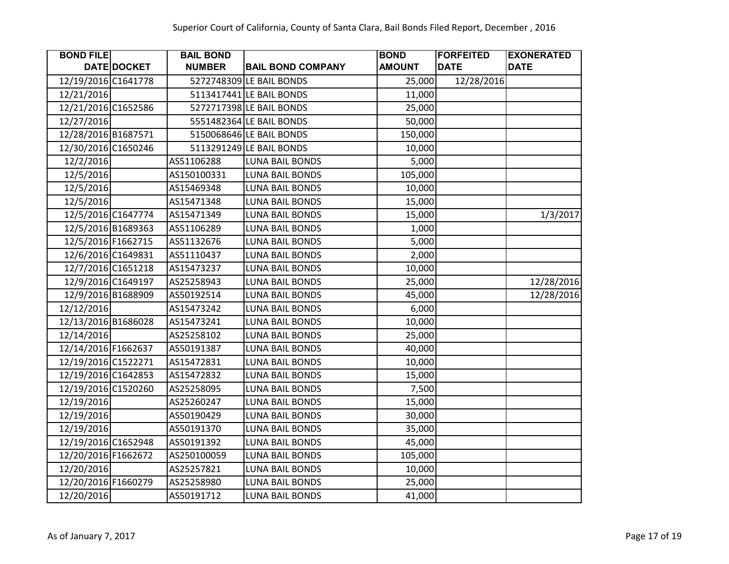Superior Court of California, County of Santa Clara, Bail Bonds Filed Report, December , 2016

| BOND FILE DATE | DOCKET | BAIL BOND NUMBER | BAIL BOND COMPANY | BOND AMOUNT | FORFEITED DATE | EXONERATED DATE |
|---|---|---|---|---|---|---|
| 12/19/2016 | C1641778 | 5272748309 | LE BAIL BONDS | 25,000 | 12/28/2016 | |
| 12/21/2016 | | 5113417441 | LE BAIL BONDS | 11,000 | | |
| 12/21/2016 | C1652586 | 5272717398 | LE BAIL BONDS | 25,000 | | |
| 12/27/2016 | | 5551482364 | LE BAIL BONDS | 50,000 | | |
| 12/28/2016 | B1687571 | 5150068646 | LE BAIL BONDS | 150,000 | | |
| 12/30/2016 | C1650246 | 5113291249 | LE BAIL BONDS | 10,000 | | |
| 12/2/2016 | | AS51106288 | LUNA BAIL BONDS | 5,000 | | |
| 12/5/2016 | | AS150100331 | LUNA BAIL BONDS | 105,000 | | |
| 12/5/2016 | | AS15469348 | LUNA BAIL BONDS | 10,000 | | |
| 12/5/2016 | | AS15471348 | LUNA BAIL BONDS | 15,000 | | |
| 12/5/2016 | C1647774 | AS15471349 | LUNA BAIL BONDS | 15,000 | | 1/3/2017 |
| 12/5/2016 | B1689363 | AS51106289 | LUNA BAIL BONDS | 1,000 | | |
| 12/5/2016 | F1662715 | AS51132676 | LUNA BAIL BONDS | 5,000 | | |
| 12/6/2016 | C1649831 | AS51110437 | LUNA BAIL BONDS | 2,000 | | |
| 12/7/2016 | C1651218 | AS15473237 | LUNA BAIL BONDS | 10,000 | | |
| 12/9/2016 | C1649197 | AS25258943 | LUNA BAIL BONDS | 25,000 | | 12/28/2016 |
| 12/9/2016 | B1688909 | AS50192514 | LUNA BAIL BONDS | 45,000 | | 12/28/2016 |
| 12/12/2016 | | AS15473242 | LUNA BAIL BONDS | 6,000 | | |
| 12/13/2016 | B1686028 | AS15473241 | LUNA BAIL BONDS | 10,000 | | |
| 12/14/2016 | | AS25258102 | LUNA BAIL BONDS | 25,000 | | |
| 12/14/2016 | F1662637 | AS50191387 | LUNA BAIL BONDS | 40,000 | | |
| 12/19/2016 | C1522271 | AS15472831 | LUNA BAIL BONDS | 10,000 | | |
| 12/19/2016 | C1642853 | AS15472832 | LUNA BAIL BONDS | 15,000 | | |
| 12/19/2016 | C1520260 | AS25258095 | LUNA BAIL BONDS | 7,500 | | |
| 12/19/2016 | | AS25260247 | LUNA BAIL BONDS | 15,000 | | |
| 12/19/2016 | | AS50190429 | LUNA BAIL BONDS | 30,000 | | |
| 12/19/2016 | | AS50191370 | LUNA BAIL BONDS | 35,000 | | |
| 12/19/2016 | C1652948 | AS50191392 | LUNA BAIL BONDS | 45,000 | | |
| 12/20/2016 | F1662672 | AS250100059 | LUNA BAIL BONDS | 105,000 | | |
| 12/20/2016 | | AS25257821 | LUNA BAIL BONDS | 10,000 | | |
| 12/20/2016 | F1660279 | AS25258980 | LUNA BAIL BONDS | 25,000 | | |
| 12/20/2016 | | AS50191712 | LUNA BAIL BONDS | 41,000 | | |

As of January 7, 2017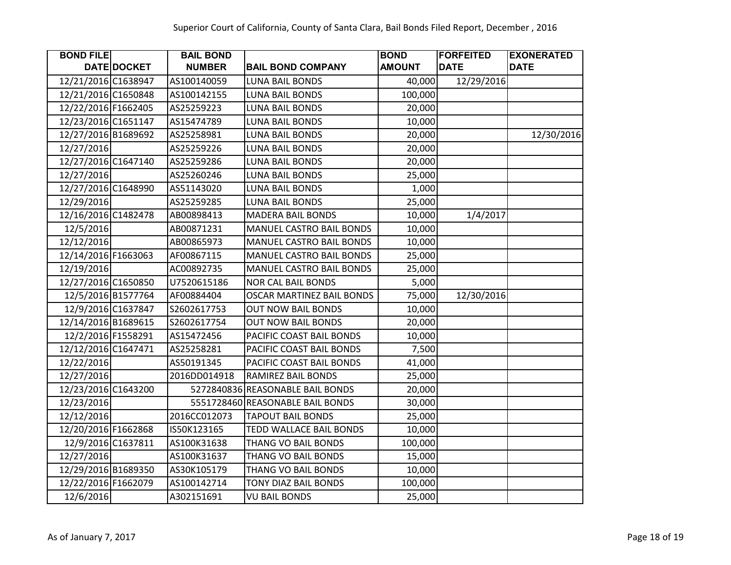Superior Court of California, County of Santa Clara, Bail Bonds Filed Report, December , 2016

| BOND FILE DATE | DOCKET | BAIL BOND NUMBER | BAIL BOND COMPANY | BOND AMOUNT | FORFEITED DATE | EXONERATED DATE |
|---|---|---|---|---|---|---|
| 12/21/2016 | C1638947 | AS100140059 | LUNA BAIL BONDS | 40,000 | 12/29/2016 | |
| 12/21/2016 | C1650848 | AS100142155 | LUNA BAIL BONDS | 100,000 | | |
| 12/22/2016 | F1662405 | AS25259223 | LUNA BAIL BONDS | 20,000 | | |
| 12/23/2016 | C1651147 | AS15474789 | LUNA BAIL BONDS | 10,000 | | |
| 12/27/2016 | B1689692 | AS25258981 | LUNA BAIL BONDS | 20,000 | | 12/30/2016 |
| 12/27/2016 | | AS25259226 | LUNA BAIL BONDS | 20,000 | | |
| 12/27/2016 | C1647140 | AS25259286 | LUNA BAIL BONDS | 20,000 | | |
| 12/27/2016 | | AS25260246 | LUNA BAIL BONDS | 25,000 | | |
| 12/27/2016 | C1648990 | AS51143020 | LUNA BAIL BONDS | 1,000 | | |
| 12/29/2016 | | AS25259285 | LUNA BAIL BONDS | 25,000 | | |
| 12/16/2016 | C1482478 | AB00898413 | MADERA BAIL BONDS | 10,000 | 1/4/2017 | |
| 12/5/2016 | | AB00871231 | MANUEL CASTRO BAIL BONDS | 10,000 | | |
| 12/12/2016 | | AB00865973 | MANUEL CASTRO BAIL BONDS | 10,000 | | |
| 12/14/2016 | F1663063 | AF00867115 | MANUEL CASTRO BAIL BONDS | 25,000 | | |
| 12/19/2016 | | AC00892735 | MANUEL CASTRO BAIL BONDS | 25,000 | | |
| 12/27/2016 | C1650850 | U7520615186 | NOR CAL BAIL BONDS | 5,000 | | |
| 12/5/2016 | B1577764 | AF00884404 | OSCAR MARTINEZ BAIL BONDS | 75,000 | 12/30/2016 | |
| 12/9/2016 | C1637847 | S2602617753 | OUT NOW BAIL BONDS | 10,000 | | |
| 12/14/2016 | B1689615 | S2602617754 | OUT NOW BAIL BONDS | 20,000 | | |
| 12/2/2016 | F1558291 | AS15472456 | PACIFIC COAST BAIL BONDS | 10,000 | | |
| 12/12/2016 | C1647471 | AS25258281 | PACIFIC COAST BAIL BONDS | 7,500 | | |
| 12/22/2016 | | AS50191345 | PACIFIC COAST BAIL BONDS | 41,000 | | |
| 12/27/2016 | | 2016DD014918 | RAMIREZ BAIL BONDS | 25,000 | | |
| 12/23/2016 | C1643200 | 5272840836 | REASONABLE BAIL BONDS | 20,000 | | |
| 12/23/2016 | | 5551728460 | REASONABLE BAIL BONDS | 30,000 | | |
| 12/12/2016 | | 2016CC012073 | TAPOUT BAIL BONDS | 25,000 | | |
| 12/20/2016 | F1662868 | IS50K123165 | TEDD WALLACE BAIL BONDS | 10,000 | | |
| 12/9/2016 | C1637811 | AS100K31638 | THANG VO BAIL BONDS | 100,000 | | |
| 12/27/2016 | | AS100K31637 | THANG VO BAIL BONDS | 15,000 | | |
| 12/29/2016 | B1689350 | AS30K105179 | THANG VO BAIL BONDS | 10,000 | | |
| 12/22/2016 | F1662079 | AS100142714 | TONY DIAZ BAIL BONDS | 100,000 | | |
| 12/6/2016 | | A302151691 | VU BAIL BONDS | 25,000 | | |

As of January 7, 2017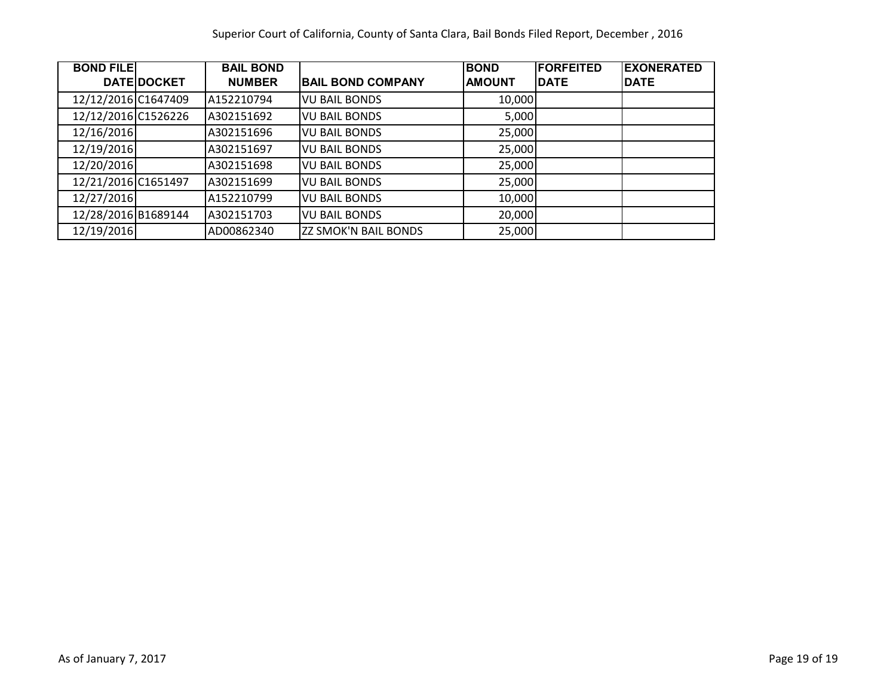Superior Court of California, County of Santa Clara, Bail Bonds Filed Report, December , 2016

| BOND FILE DATE | DOCKET | BAIL BOND NUMBER | BAIL BOND COMPANY | BOND AMOUNT | FORFEITED DATE | EXONERATED DATE |
|---|---|---|---|---|---|---|
| 12/12/2016 | C1647409 | A152210794 | VU BAIL BONDS | 10,000 | | |
| 12/12/2016 | C1526226 | A302151692 | VU BAIL BONDS | 5,000 | | |
| 12/16/2016 | | A302151696 | VU BAIL BONDS | 25,000 | | |
| 12/19/2016 | | A302151697 | VU BAIL BONDS | 25,000 | | |
| 12/20/2016 | | A302151698 | VU BAIL BONDS | 25,000 | | |
| 12/21/2016 | C1651497 | A302151699 | VU BAIL BONDS | 25,000 | | |
| 12/27/2016 | | A152210799 | VU BAIL BONDS | 10,000 | | |
| 12/28/2016 | B1689144 | A302151703 | VU BAIL BONDS | 20,000 | | |
| 12/19/2016 | | AD00862340 | ZZ SMOK'N BAIL BONDS | 25,000 | | |

As of January 7, 2017